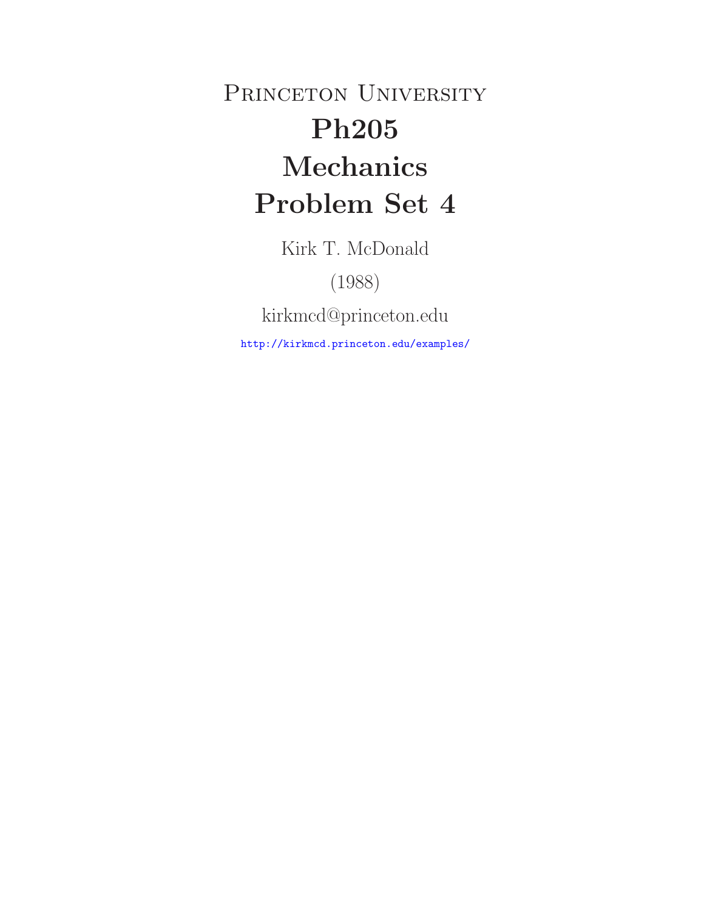# Princeton University
# Ph205
# Mechanics
# Problem Set 4

Kirk T. McDonald

(1988)

kirkmcd@princeton.edu

http://kirkmcd.princeton.edu/examples/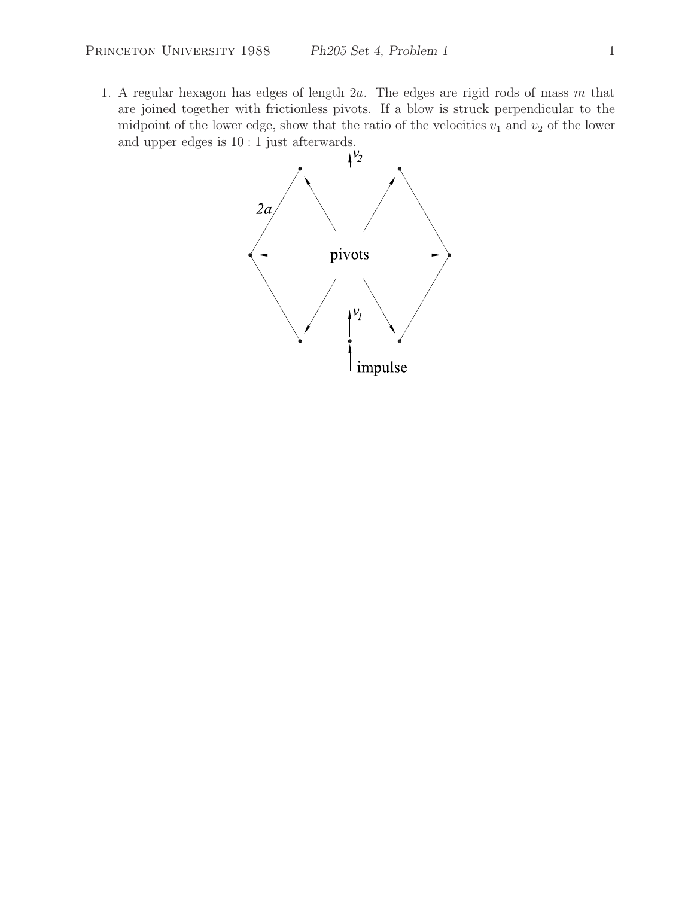1. A regular hexagon has edges of length $2a$. The edges are rigid rods of mass $m$ that are joined together with frictionless pivots. If a blow is struck perpendicular to the midpoint of the lower edge, show that the ratio of the velocities $v_1$ and $v_2$ of the lower and upper edges is $10 : 1$ just afterwards.

$v_2$

$2a$

pivots

$v_1$

impulse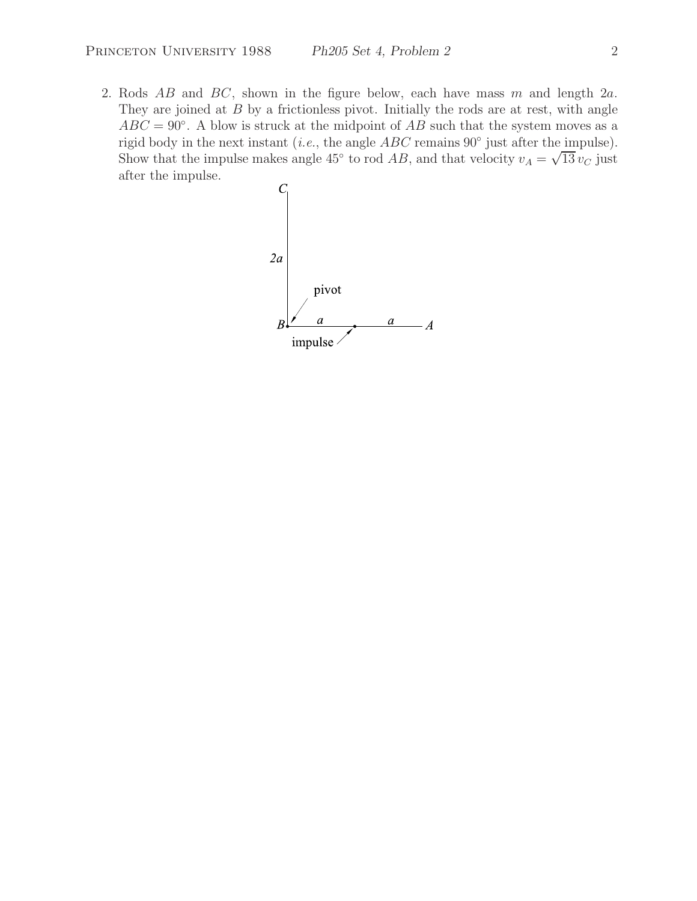2. Rods $AB$ and $BC$, shown in the figure below, each have mass $m$ and length $2a$. They are joined at $B$ by a frictionless pivot. Initially the rods are at rest, with angle $ABC = 90°$. A blow is struck at the midpoint of $AB$ such that the system moves as a rigid body in the next instant (*i.e.*, the angle $ABC$ remains $90°$ just after the impulse). Show that the impulse makes angle $45°$ to rod $AB$, and that velocity $v_A = \sqrt{13}\, v_C$ just after the impulse.

C

2a

pivot

B

a

a

A

impulse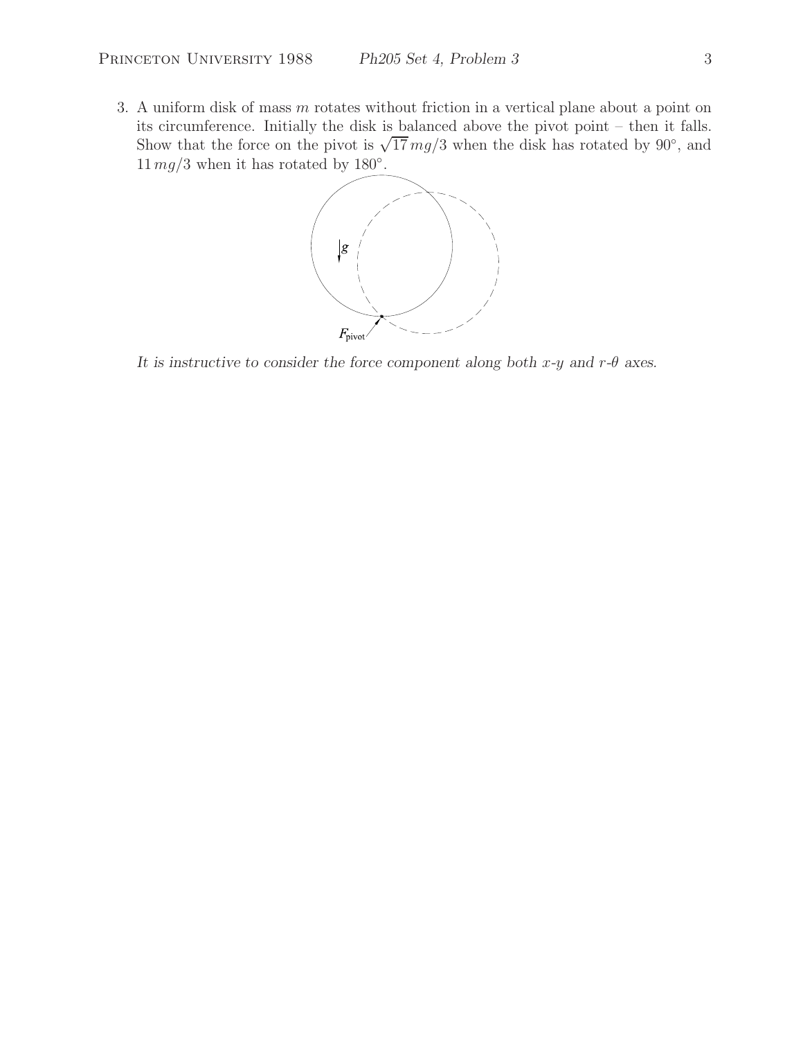3. A uniform disk of mass $m$ rotates without friction in a vertical plane about a point on its circumference. Initially the disk is balanced above the pivot point – then it falls. Show that the force on the pivot is $\sqrt{17}\, mg/3$ when the disk has rotated by $90°$, and $11\, mg/3$ when it has rotated by $180°$.

$g$

$F_{\text{pivot}}$

*It is instructive to consider the force component along both x-y and r-θ axes.*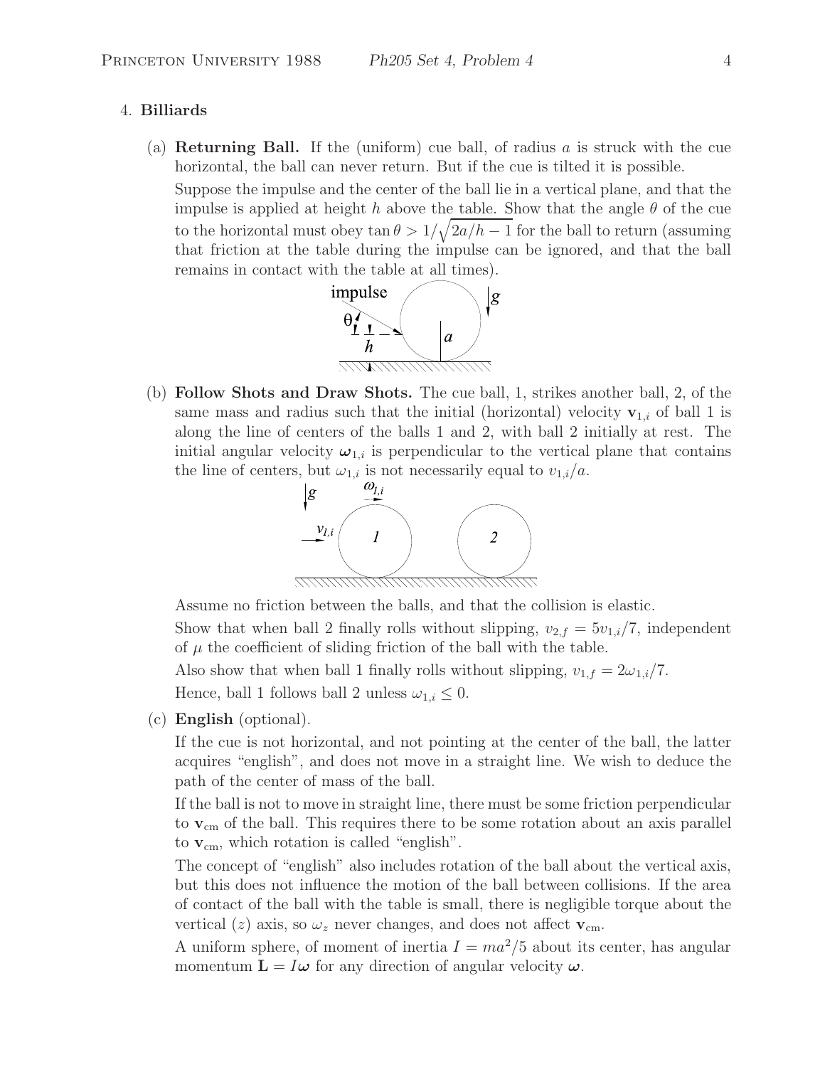4. **Billiards**

(a) **Returning Ball.** If the (uniform) cue ball, of radius $a$ is struck with the cue horizontal, the ball can never return. But if the cue is tilted it is possible.

Suppose the impulse and the center of the ball lie in a vertical plane, and that the impulse is applied at height $h$ above the table. Show that the angle $\theta$ of the cue to the horizontal must obey $\tan\theta > 1/\sqrt{2a/h - 1}$ for the ball to return (assuming that friction at the table during the impulse can be ignored, and that the ball remains in contact with the table at all times).

impulse

$\theta$

$h$

$a$

$g$

(b) **Follow Shots and Draw Shots.** The cue ball, 1, strikes another ball, 2, of the same mass and radius such that the initial (horizontal) velocity $\mathbf{v}_{1,i}$ of ball 1 is along the line of centers of the balls 1 and 2, with ball 2 initially at rest. The initial angular velocity $\boldsymbol{\omega}_{1,i}$ is perpendicular to the vertical plane that contains the line of centers, but $\omega_{1,i}$ is not necessarily equal to $v_{1,i}/a$.

$g$

$\omega_{1,i}$

$v_{1,i}$

1

2

Assume no friction between the balls, and that the collision is elastic.

Show that when ball 2 finally rolls without slipping, $v_{2,f} = 5v_{1,i}/7$, independent of $\mu$ the coefficient of sliding friction of the ball with the table.

Also show that when ball 1 finally rolls without slipping, $v_{1,f} = 2\omega_{1,i}/7$.

Hence, ball 1 follows ball 2 unless $\omega_{1,i} \leq 0$.

(c) **English** (optional).

If the cue is not horizontal, and not pointing at the center of the ball, the latter acquires "english", and does not move in a straight line. We wish to deduce the path of the center of mass of the ball.

If the ball is not to move in straight line, there must be some friction perpendicular to $\mathbf{v}_{\rm cm}$ of the ball. This requires there to be some rotation about an axis parallel to $\mathbf{v}_{\rm cm}$, which rotation is called "english".

The concept of "english" also includes rotation of the ball about the vertical axis, but this does not influence the motion of the ball between collisions. If the area of contact of the ball with the table is small, there is negligible torque about the vertical ($z$) axis, so $\omega_z$ never changes, and does not affect $\mathbf{v}_{\rm cm}$.

A uniform sphere, of moment of inertia $I = ma^2/5$ about its center, has angular momentum $\mathbf{L} = I\boldsymbol{\omega}$ for any direction of angular velocity $\boldsymbol{\omega}$.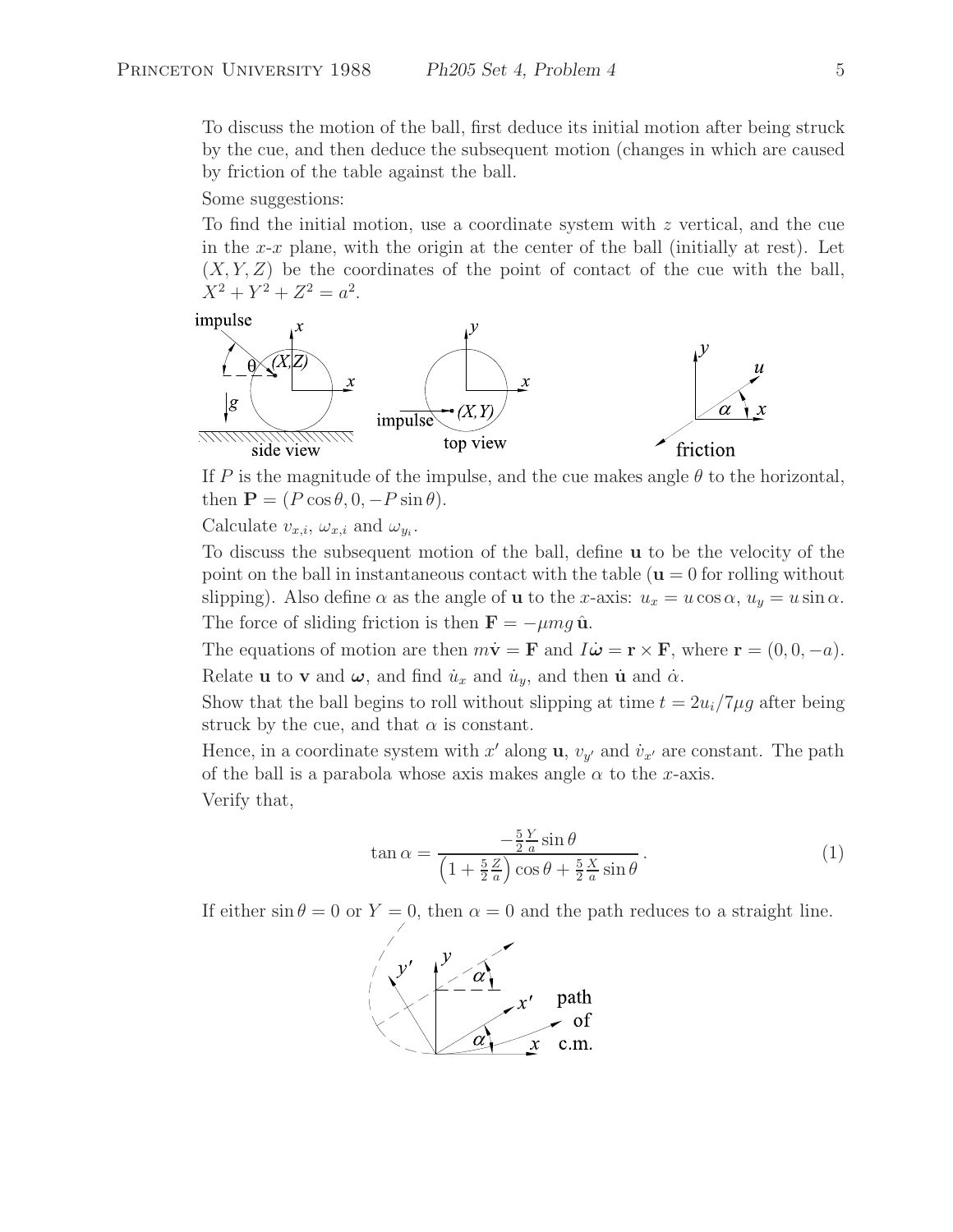To discuss the motion of the ball, first deduce its initial motion after being struck by the cue, and then deduce the subsequent motion (changes in which are caused by friction of the table against the ball.

Some suggestions:

To find the initial motion, use a coordinate system with $z$ vertical, and the cue in the $x$-$x$ plane, with the origin at the center of the ball (initially at rest). Let $(X, Y, Z)$ be the coordinates of the point of contact of the cue with the ball, $X^2 + Y^2 + Z^2 = a^2$.

impulse

$\theta$

$(X,Z)$

$x$

$g$

side view

$y$

$x$

impulse

$(X,Y)$

top view

$y$

$u$

$\alpha$

$x$

friction

If $P$ is the magnitude of the impulse, and the cue makes angle $\theta$ to the horizontal, then $\mathbf{P} = (P\cos\theta, 0, -P\sin\theta)$.

Calculate $v_{x,i}$, $\omega_{x,i}$ and $\omega_{y_i}$.

To discuss the subsequent motion of the ball, define $\mathbf{u}$ to be the velocity of the point on the ball in instantaneous contact with the table ($\mathbf{u} = 0$ for rolling without slipping). Also define $\alpha$ as the angle of $\mathbf{u}$ to the $x$-axis: $u_x = u\cos\alpha$, $u_y = u\sin\alpha$. The force of sliding friction is then $\mathbf{F} = -\mu m g\,\hat{\mathbf{u}}$.

The equations of motion are then $m\dot{\mathbf{v}} = \mathbf{F}$ and $I\dot{\boldsymbol{\omega}} = \mathbf{r}\times\mathbf{F}$, where $\mathbf{r} = (0, 0, -a)$.

Relate $\mathbf{u}$ to $\mathbf{v}$ and $\boldsymbol{\omega}$, and find $\dot{u}_x$ and $\dot{u}_y$, and then $\dot{\mathbf{u}}$ and $\dot{\alpha}$.

Show that the ball begins to roll without slipping at time $t = 2u_i/7\mu g$ after being struck by the cue, and that $\alpha$ is constant.

Hence, in a coordinate system with $x'$ along $\mathbf{u}$, $v_{y'}$ and $\dot{v}_{x'}$ are constant. The path of the ball is a parabola whose axis makes angle $\alpha$ to the $x$-axis.

Verify that,

$$\tan\alpha = \frac{-\frac{5}{2}\frac{Y}{a}\sin\theta}{\left(1 + \frac{5}{2}\frac{Z}{a}\right)\cos\theta + \frac{5}{2}\frac{X}{a}\sin\theta}. \tag{1}$$

If either $\sin\theta = 0$ or $Y = 0$, then $\alpha = 0$ and the path reduces to a straight line.

$y'$

$y$

$\alpha$

$x'$

$\alpha$

$x$

path of c.m.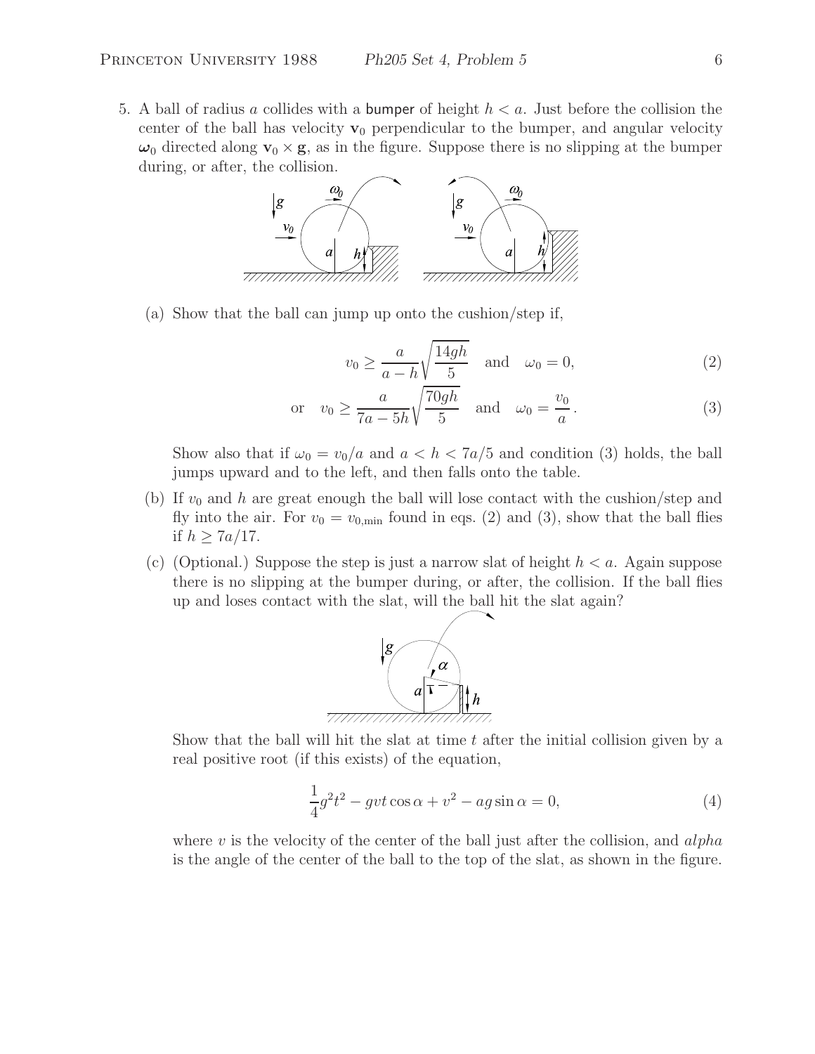5. A ball of radius $a$ collides with a bumper of height $h < a$. Just before the collision the center of the ball has velocity $\mathbf{v}_0$ perpendicular to the bumper, and angular velocity $\boldsymbol{\omega}_0$ directed along $\mathbf{v}_0 \times \mathbf{g}$, as in the figure. Suppose there is no slipping at the bumper during, or after, the collision.

(a) Show that the ball can jump up onto the cushion/step if,

$$v_0 \geq \frac{a}{a-h}\sqrt{\frac{14gh}{5}} \quad \text{and} \quad \omega_0 = 0, \tag{2}$$

$$\text{or} \quad v_0 \geq \frac{a}{7a-5h}\sqrt{\frac{70gh}{5}} \quad \text{and} \quad \omega_0 = \frac{v_0}{a}. \tag{3}$$

Show also that if $\omega_0 = v_0/a$ and $a < h < 7a/5$ and condition (3) holds, the ball jumps upward and to the left, and then falls onto the table.

(b) If $v_0$ and $h$ are great enough the ball will lose contact with the cushion/step and fly into the air. For $v_0 = v_{0,\text{min}}$ found in eqs. (2) and (3), show that the ball flies if $h \geq 7a/17$.

(c) (Optional.) Suppose the step is just a narrow slat of height $h < a$. Again suppose there is no slipping at the bumper during, or after, the collision. If the ball flies up and loses contact with the slat, will the ball hit the slat again?

Show that the ball will hit the slat at time $t$ after the initial collision given by a real positive root (if this exists) of the equation,

$$\frac{1}{4}g^2t^2 - gvt\cos\alpha + v^2 - ag\sin\alpha = 0, \tag{4}$$

where $v$ is the velocity of the center of the ball just after the collision, and *alpha* is the angle of the center of the ball to the top of the slat, as shown in the figure.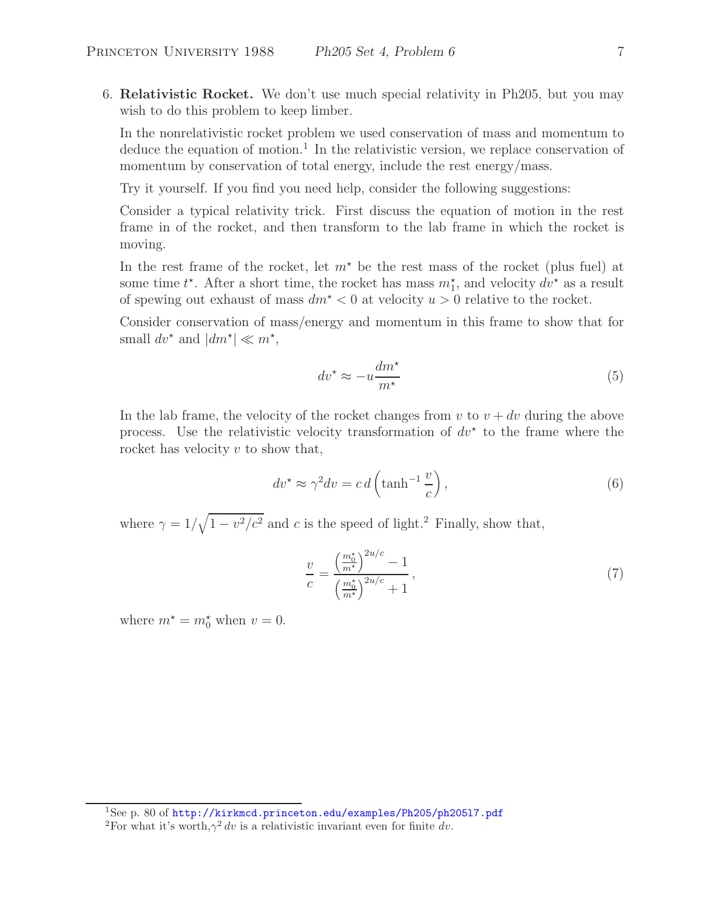6. **Relativistic Rocket.** We don't use much special relativity in Ph205, but you may wish to do this problem to keep limber.

In the nonrelativistic rocket problem we used conservation of mass and momentum to deduce the equation of motion.[1] In the relativistic version, we replace conservation of momentum by conservation of total energy, include the rest energy/mass.

Try it yourself. If you find you need help, consider the following suggestions:

Consider a typical relativity trick. First discuss the equation of motion in the rest frame in of the rocket, and then transform to the lab frame in which the rocket is moving.

In the rest frame of the rocket, let $m^\star$ be the rest mass of the rocket (plus fuel) at some time $t^\star$. After a short time, the rocket has mass $m_1^\star$, and velocity $dv^\star$ as a result of spewing out exhaust of mass $dm^\star < 0$ at velocity $u > 0$ relative to the rocket.

Consider conservation of mass/energy and momentum in this frame to show that for small $dv^\star$ and $|dm^\star| \ll m^\star$,

$$dv^\star \approx -u \frac{dm^\star}{m^\star} \tag{5}$$

In the lab frame, the velocity of the rocket changes from $v$ to $v + dv$ during the above process. Use the relativistic velocity transformation of $dv^\star$ to the frame where the rocket has velocity $v$ to show that,

$$dv^\star \approx \gamma^2 dv = c\, d\left(\tanh^{-1} \frac{v}{c}\right), \tag{6}$$

where $\gamma = 1/\sqrt{1 - v^2/c^2}$ and $c$ is the speed of light.[2] Finally, show that,

$$\frac{v}{c} = \frac{\left(\frac{m_0^\star}{m^\star}\right)^{2u/c} - 1}{\left(\frac{m_0^\star}{m^\star}\right)^{2u/c} + 1}, \tag{7}$$

where $m^\star = m_0^\star$ when $v = 0$.

---

[1] See p. 80 of http://kirkmcd.princeton.edu/examples/Ph205/ph205l7.pdf

[2] For what it's worth, $\gamma^2\, dv$ is a relativistic invariant even for finite $dv$.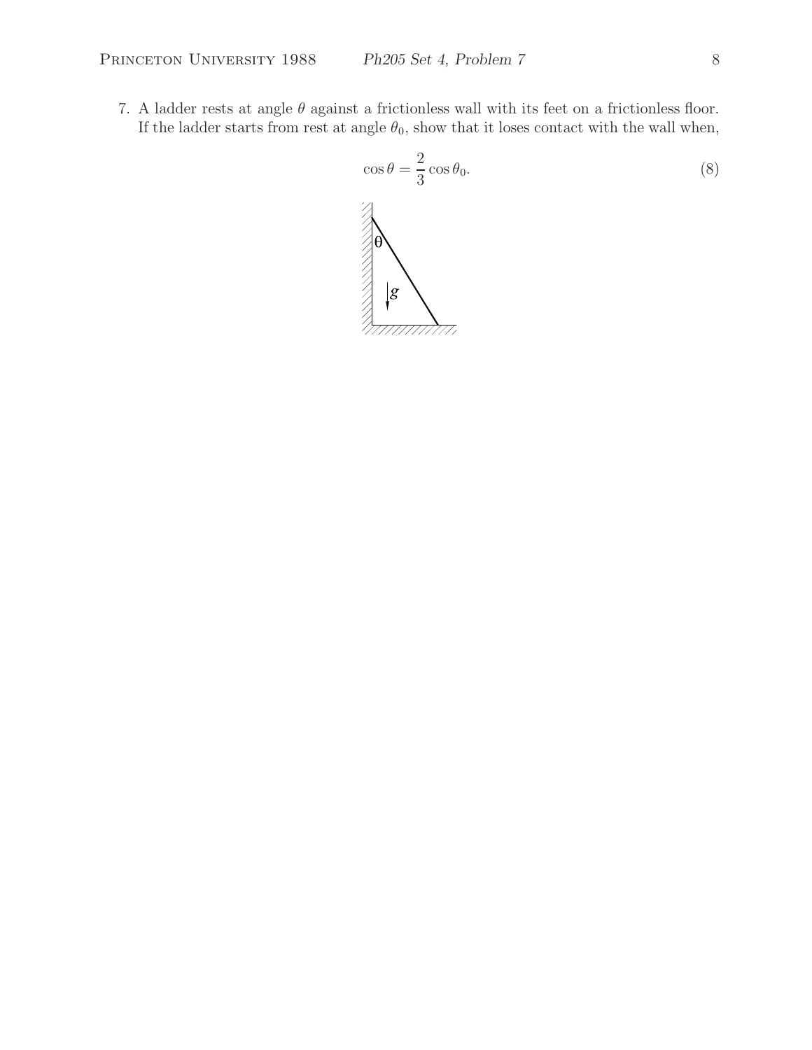7. A ladder rests at angle $\theta$ against a frictionless wall with its feet on a frictionless floor. If the ladder starts from rest at angle $\theta_0$, show that it loses contact with the wall when,

$$\cos\theta = \frac{2}{3}\cos\theta_0. \tag{8}$$

θ

g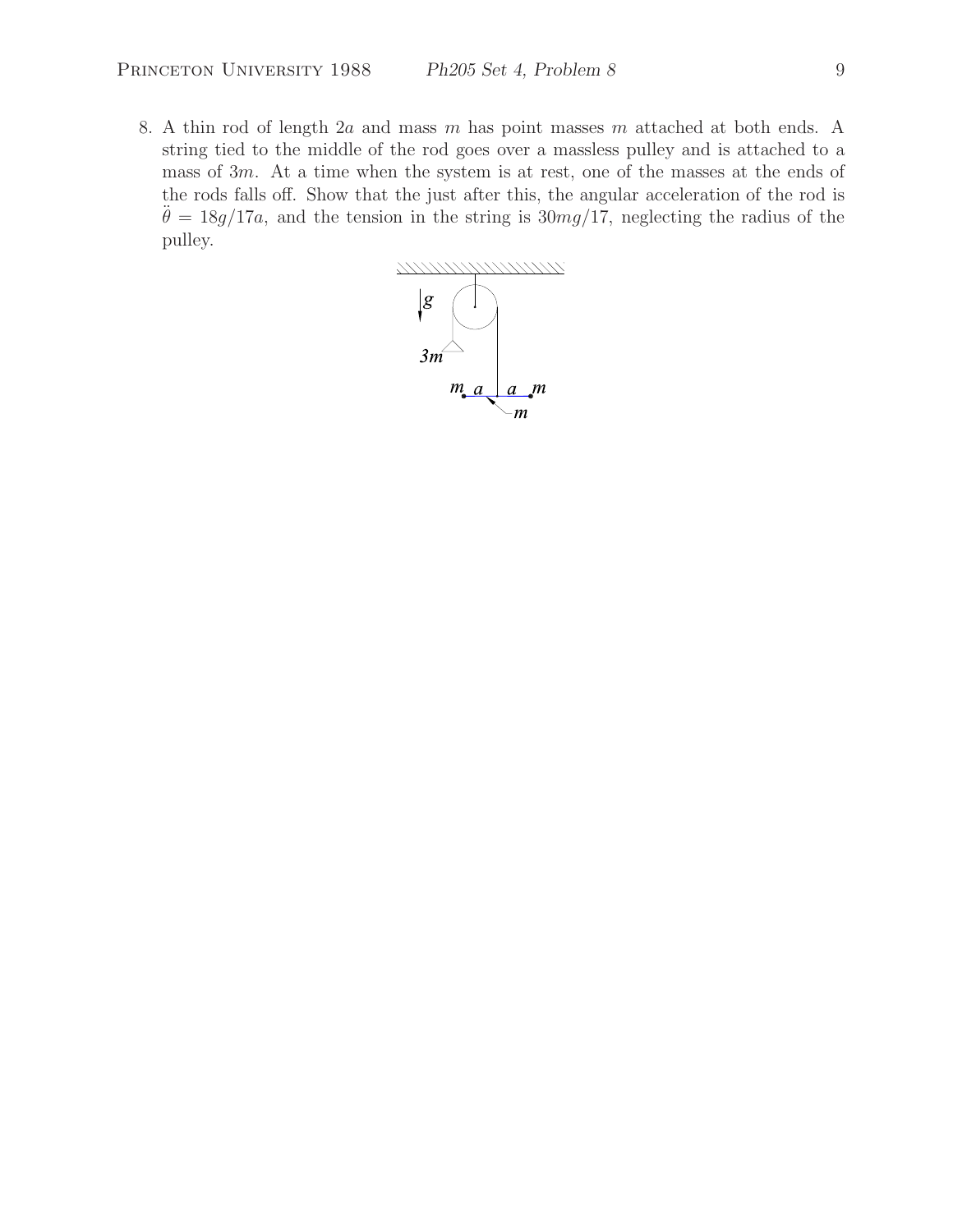8. A thin rod of length $2a$ and mass $m$ has point masses $m$ attached at both ends. A string tied to the middle of the rod goes over a massless pulley and is attached to a mass of $3m$. At a time when the system is at rest, one of the masses at the ends of the rods falls off. Show that the just after this, the angular acceleration of the rod is $\ddot{\theta} = 18g/17a$, and the tension in the string is $30mg/17$, neglecting the radius of the pulley.

$g$

$3m$

$m$ $a$ $a$ $m$

$m$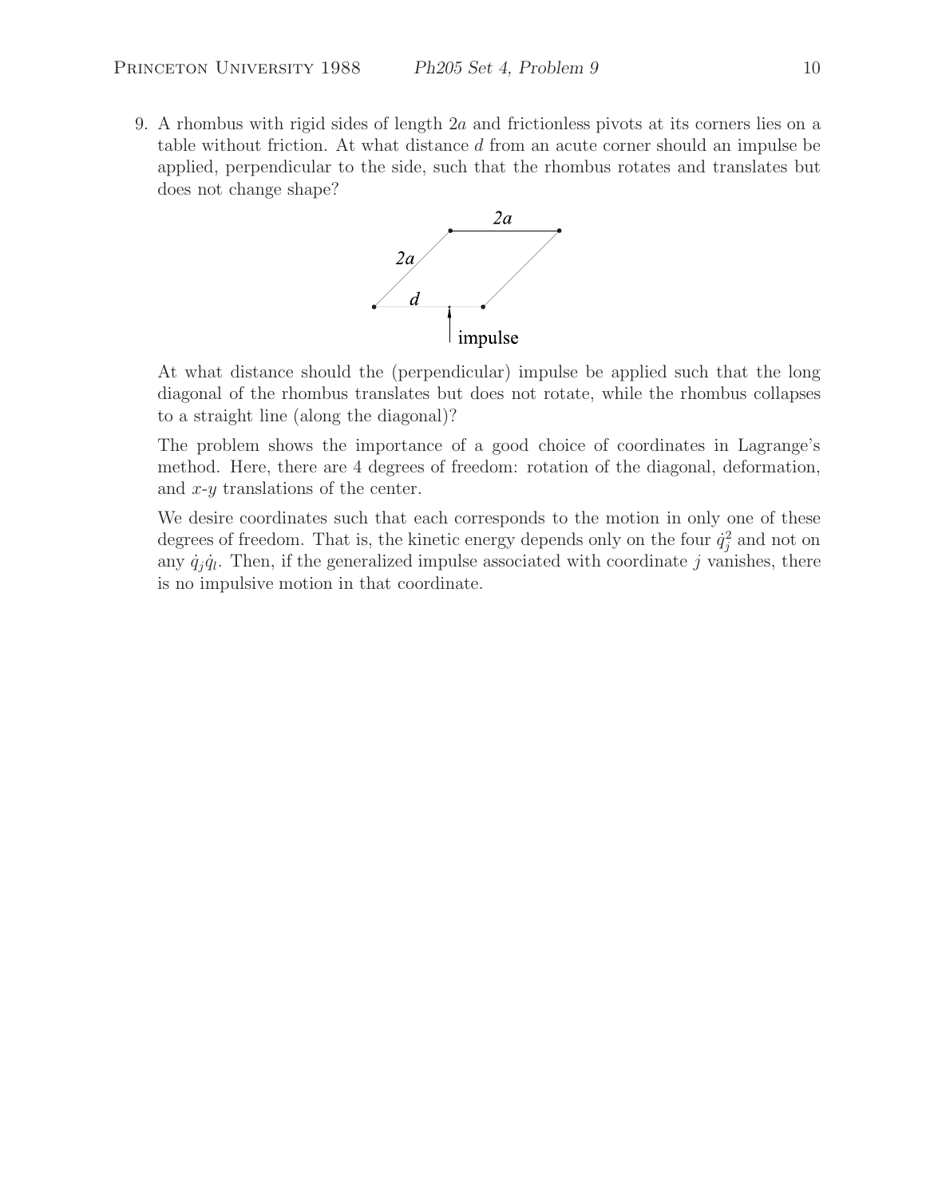9. A rhombus with rigid sides of length $2a$ and frictionless pivots at its corners lies on a table without friction. At what distance $d$ from an acute corner should an impulse be applied, perpendicular to the side, such that the rhombus rotates and translates but does not change shape?

2a

2a

d

impulse

At what distance should the (perpendicular) impulse be applied such that the long diagonal of the rhombus translates but does not rotate, while the rhombus collapses to a straight line (along the diagonal)?

The problem shows the importance of a good choice of coordinates in Lagrange's method. Here, there are 4 degrees of freedom: rotation of the diagonal, deformation, and $x$-$y$ translations of the center.

We desire coordinates such that each corresponds to the motion in only one of these degrees of freedom. That is, the kinetic energy depends only on the four $\dot{q}_j^2$ and not on any $\dot{q}_j \dot{q}_l$. Then, if the generalized impulse associated with coordinate $j$ vanishes, there is no impulsive motion in that coordinate.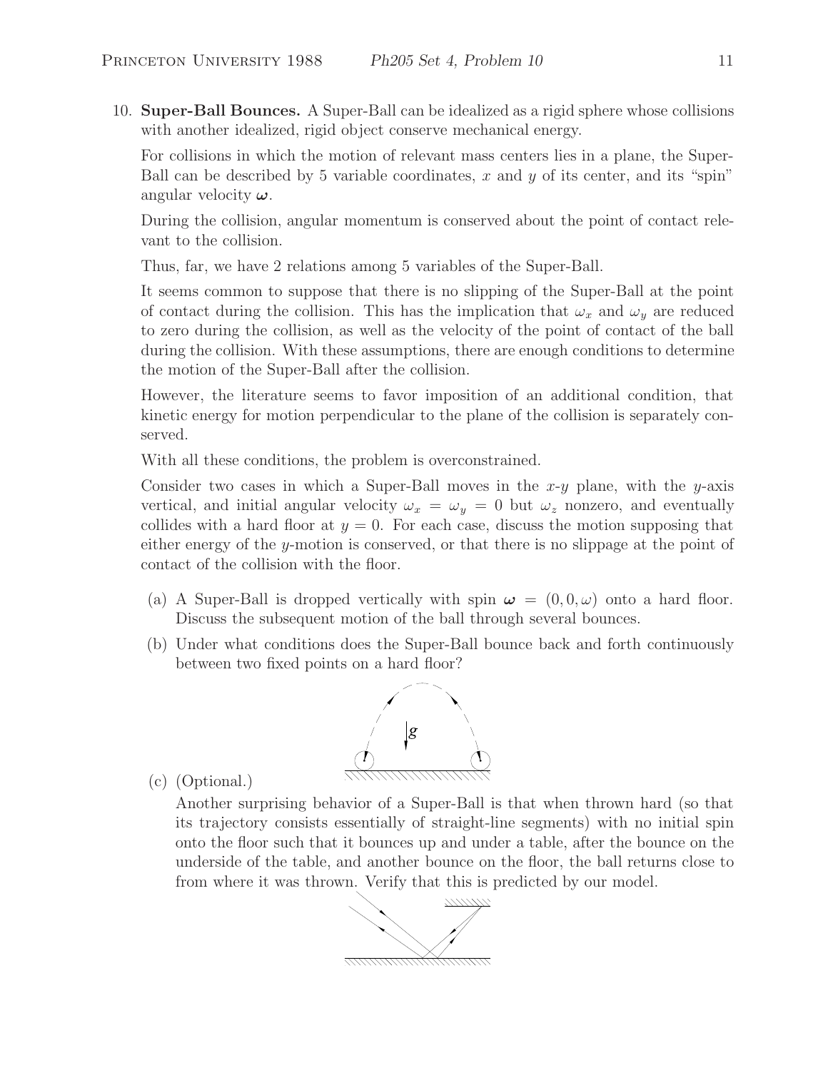10. **Super-Ball Bounces.** A Super-Ball can be idealized as a rigid sphere whose collisions with another idealized, rigid object conserve mechanical energy.

For collisions in which the motion of relevant mass centers lies in a plane, the Super-Ball can be described by 5 variable coordinates, $x$ and $y$ of its center, and its "spin" angular velocity $\boldsymbol{\omega}$.

During the collision, angular momentum is conserved about the point of contact relevant to the collision.

Thus, far, we have 2 relations among 5 variables of the Super-Ball.

It seems common to suppose that there is no slipping of the Super-Ball at the point of contact during the collision. This has the implication that $\omega_x$ and $\omega_y$ are reduced to zero during the collision, as well as the velocity of the point of contact of the ball during the collision. With these assumptions, there are enough conditions to determine the motion of the Super-Ball after the collision.

However, the literature seems to favor imposition of an additional condition, that kinetic energy for motion perpendicular to the plane of the collision is separately conserved.

With all these conditions, the problem is overconstrained.

Consider two cases in which a Super-Ball moves in the $x$-$y$ plane, with the $y$-axis vertical, and initial angular velocity $\omega_x = \omega_y = 0$ but $\omega_z$ nonzero, and eventually collides with a hard floor at $y = 0$. For each case, discuss the motion supposing that either energy of the $y$-motion is conserved, or that there is no slippage at the point of contact of the collision with the floor.

(a) A Super-Ball is dropped vertically with spin $\boldsymbol{\omega} = (0, 0, \omega)$ onto a hard floor. Discuss the subsequent motion of the ball through several bounces.

(b) Under what conditions does the Super-Ball bounce back and forth continuously between two fixed points on a hard floor?

$\boldsymbol{g}$

(c) (Optional.)

Another surprising behavior of a Super-Ball is that when thrown hard (so that its trajectory consists essentially of straight-line segments) with no initial spin onto the floor such that it bounces up and under a table, after the bounce on the underside of the table, and another bounce on the floor, the ball returns close to from where it was thrown. Verify that this is predicted by our model.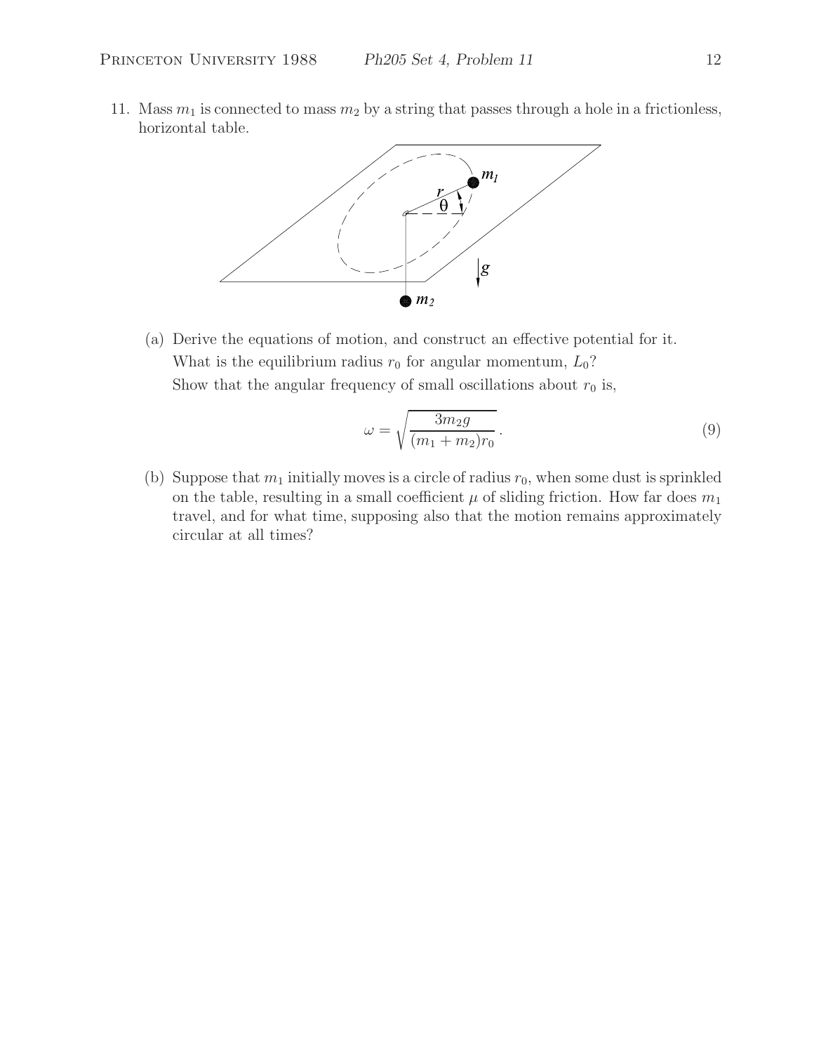11. Mass $m_1$ is connected to mass $m_2$ by a string that passes through a hole in a frictionless, horizontal table.

$m_1$

$r$

$\theta$

$g$

$m_2$

(a) Derive the equations of motion, and construct an effective potential for it. What is the equilibrium radius $r_0$ for angular momentum, $L_0$? Show that the angular frequency of small oscillations about $r_0$ is,

$$\omega = \sqrt{\frac{3m_2 g}{(m_1 + m_2)r_0}}. \tag{9}$$

(b) Suppose that $m_1$ initially moves is a circle of radius $r_0$, when some dust is sprinkled on the table, resulting in a small coefficient $\mu$ of sliding friction. How far does $m_1$ travel, and for what time, supposing also that the motion remains approximately circular at all times?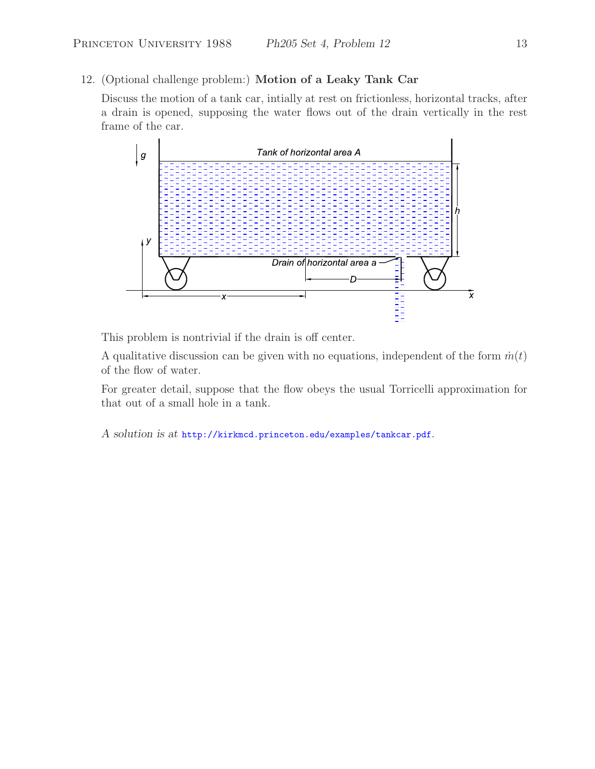12. (Optional challenge problem:) **Motion of a Leaky Tank Car**

    Discuss the motion of a tank car, intially at rest on frictionless, horizontal tracks, after a drain is opened, supposing the water flows out of the drain vertically in the rest frame of the car.

    g

    Tank of horizontal area A

    h

    y

    Drain of horizontal area a

    D

    x

    x

    This problem is nontrivial if the drain is off center.

    A qualitative discussion can be given with no equations, independent of the form $\dot{m}(t)$ of the flow of water.

    For greater detail, suppose that the flow obeys the usual Torricelli approximation for that out of a small hole in a tank.

    *A solution is at* http://kirkmcd.princeton.edu/examples/tankcar.pdf.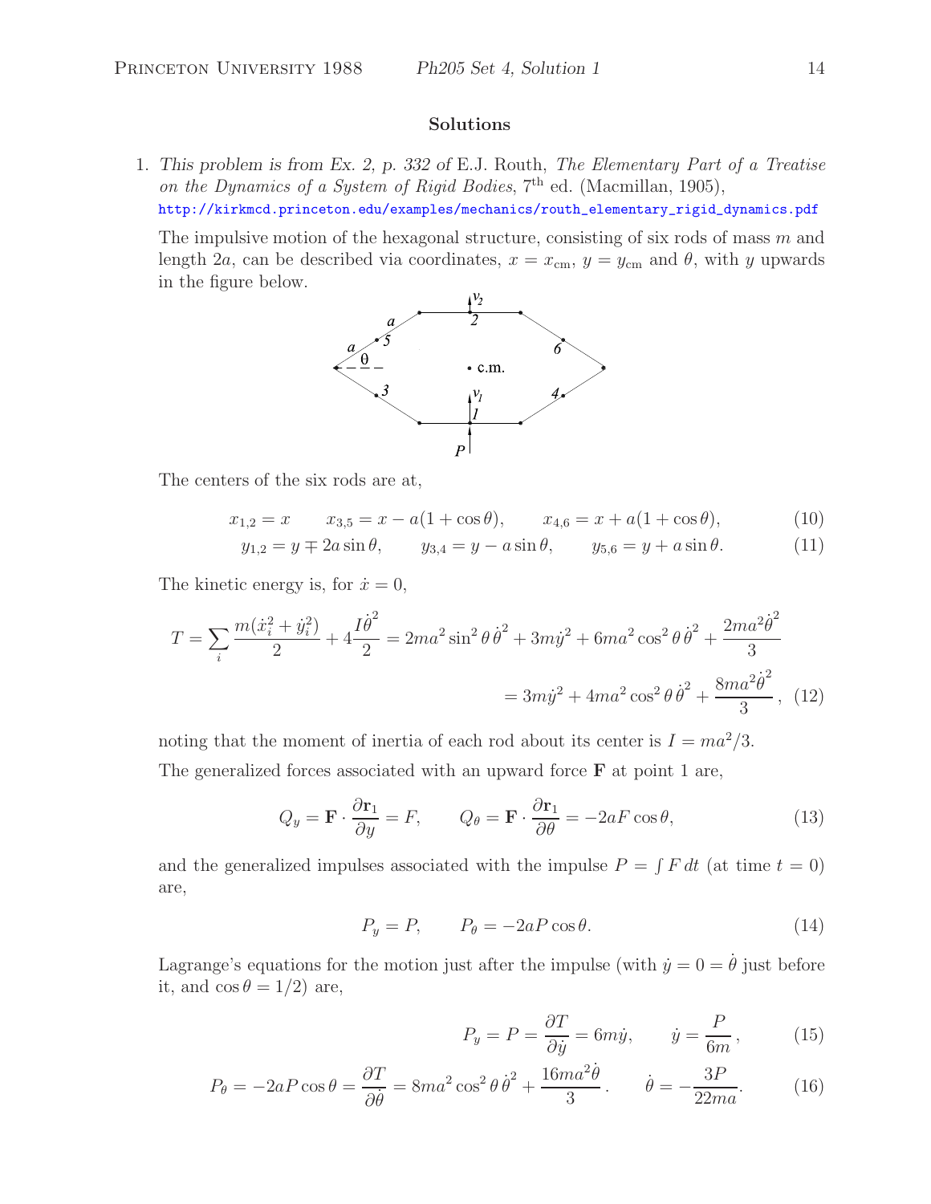## Solutions

1. *This problem is from Ex. 2, p. 332 of* E.J. Routh, *The Elementary Part of a Treatise on the Dynamics of a System of Rigid Bodies*, 7th ed. (Macmillan, 1905), http://kirkmcd.princeton.edu/examples/mechanics/routh_elementary_rigid_dynamics.pdf

The impulsive motion of the hexagonal structure, consisting of six rods of mass $m$ and length $2a$, can be described via coordinates, $x = x_{\rm cm}$, $y = y_{\rm cm}$ and $\theta$, with $y$ upwards in the figure below.

$v_2$
2
$a$
5
$a$
$\theta$
6
c.m.
3
$v_1$
4
1
$P$

The centers of the six rods are at,

$$x_{1,2} = x \qquad x_{3,5} = x - a(1 + \cos\theta), \qquad x_{4,6} = x + a(1 + \cos\theta), \tag{10}$$

$$y_{1,2} = y \mp 2a \sin\theta, \qquad y_{3,4} = y - a\sin\theta, \qquad y_{5,6} = y + a \sin\theta. \tag{11}$$

The kinetic energy is, for $\dot{x} = 0$,

$$T = \sum_i \frac{m(\dot{x}_i^2 + \dot{y}_i^2)}{2} + 4\frac{I\dot{\theta}^2}{2} = 2ma^2 \sin^2\theta\, \dot{\theta}^2 + 3m\dot{y}^2 + 6ma^2\cos^2\theta\, \dot{\theta}^2 + \frac{2ma^2\dot{\theta}^2}{3}$$

$$= 3m\dot{y}^2 + 4ma^2\cos^2\theta\, \dot{\theta}^2 + \frac{8ma^2\dot{\theta}^2}{3}, \tag{12}$$

noting that the moment of inertia of each rod about its center is $I = ma^2/3$.

The generalized forces associated with an upward force $\mathbf{F}$ at point 1 are,

$$Q_y = \mathbf{F} \cdot \frac{\partial \mathbf{r}_1}{\partial y} = F, \qquad Q_\theta = \mathbf{F} \cdot \frac{\partial \mathbf{r}_1}{\partial \theta} = -2aF\cos\theta, \tag{13}$$

and the generalized impulses associated with the impulse $P = \int F\, dt$ (at time $t = 0$) are,

$$P_y = P, \qquad P_\theta = -2aP\cos\theta. \tag{14}$$

Lagrange's equations for the motion just after the impulse (with $\dot{y} = 0 = \dot{\theta}$ just before it, and $\cos\theta = 1/2$) are,

$$P_y = P = \frac{\partial T}{\partial \dot{y}} = 6m\dot{y}, \qquad \dot{y} = \frac{P}{6m}, \tag{15}$$

$$P_\theta = -2aP\cos\theta = \frac{\partial T}{\partial \dot{\theta}} = 8ma^2\cos^2\theta\, \dot{\theta}^2 + \frac{16ma^2\dot{\theta}}{3}. \qquad \dot{\theta} = -\frac{3P}{22ma}. \tag{16}$$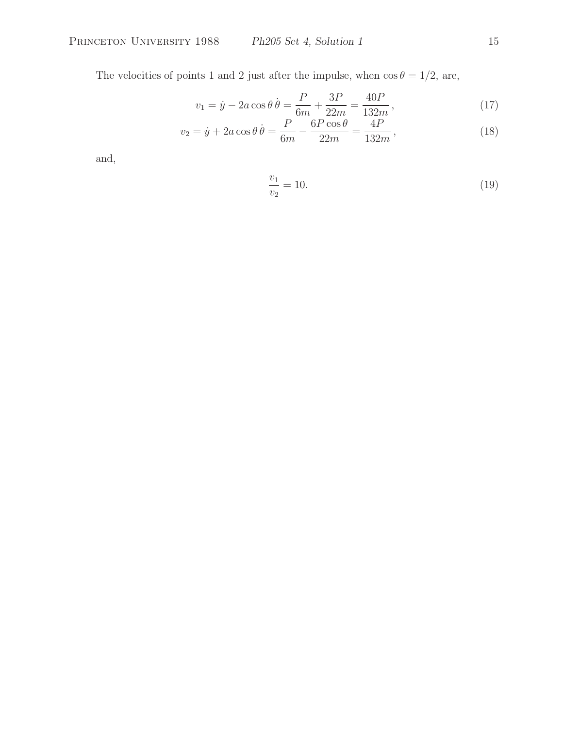The velocities of points 1 and 2 just after the impulse, when $\cos\theta = 1/2$, are,

$$v_1 = \dot{y} - 2a\cos\theta\,\dot{\theta} = \frac{P}{6m} + \frac{3P}{22m} = \frac{40P}{132m}\,, \tag{17}$$

$$v_2 = \dot{y} + 2a\cos\theta\,\dot{\theta} = \frac{P}{6m} - \frac{6P\cos\theta}{22m} = \frac{4P}{132m}\,, \tag{18}$$

and,

$$\frac{v_1}{v_2} = 10. \tag{19}$$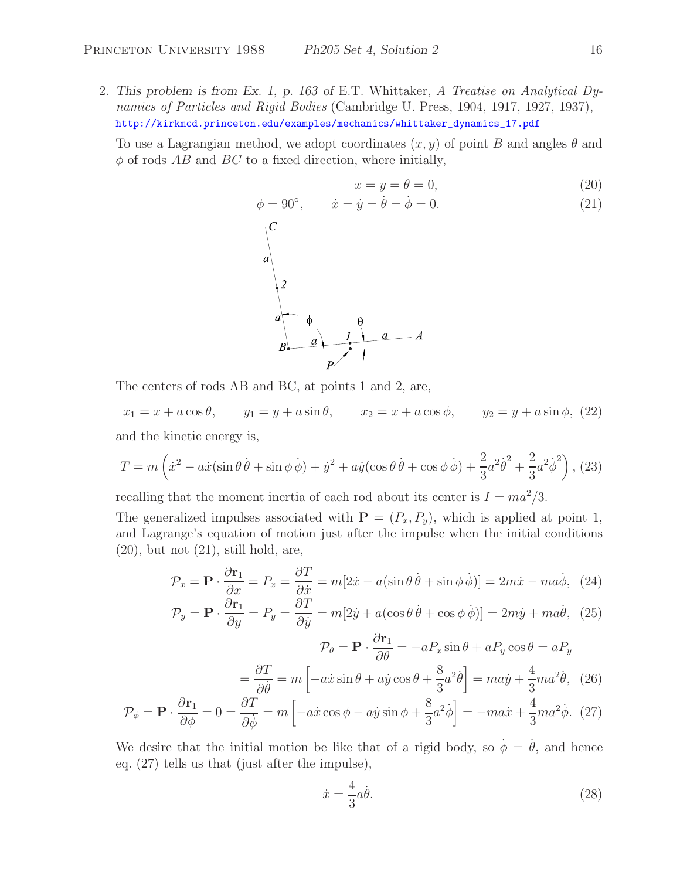2. *This problem is from Ex. 1, p. 163 of* E.T. Whittaker, *A Treatise on Analytical Dynamics of Particles and Rigid Bodies* (Cambridge U. Press, 1904, 1917, 1927, 1937), http://kirkmcd.princeton.edu/examples/mechanics/whittaker_dynamics_17.pdf

To use a Lagrangian method, we adopt coordinates $(x, y)$ of point $B$ and angles $\theta$ and $\phi$ of rods $AB$ and $BC$ to a fixed direction, where initially,

$$x = y = \theta = 0, \tag{20}$$

$$\phi = 90^\circ, \qquad \dot{x} = \dot{y} = \dot{\theta} = \dot{\phi} = 0. \tag{21}$$

C

a

2

a

φ

θ

B

a

1

a

A

P

The centers of rods AB and BC, at points 1 and 2, are,

$$x_1 = x + a\cos\theta, \qquad y_1 = y + a\sin\theta, \qquad x_2 = x + a\cos\phi, \qquad y_2 = y + a\sin\phi, \tag{22}$$

and the kinetic energy is,

$$T = m\left(\dot{x}^2 - a\dot{x}(\sin\theta\,\dot{\theta} + \sin\phi\,\dot{\phi}) + \dot{y}^2 + a\dot{y}(\cos\theta\,\dot{\theta} + \cos\phi\,\dot{\phi}) + \frac{2}{3}a^2\dot{\theta}^2 + \frac{2}{3}a^2\dot{\phi}^2\right), \tag{23}$$

recalling that the moment inertia of each rod about its center is $I = ma^2/3$.

The generalized impulses associated with $\mathbf{P} = (P_x, P_y)$, which is applied at point 1, and Lagrange's equation of motion just after the impulse when the initial conditions (20), but not (21), still hold, are,

$$\mathcal{P}_x = \mathbf{P}\cdot\frac{\partial \mathbf{r}_1}{\partial x} = P_x = \frac{\partial T}{\partial \dot{x}} = m[2\dot{x} - a(\sin\theta\,\dot{\theta} + \sin\phi\,\dot{\phi})] = 2m\dot{x} - ma\dot{\phi}, \tag{24}$$

$$\mathcal{P}_y = \mathbf{P}\cdot\frac{\partial \mathbf{r}_1}{\partial y} = P_y = \frac{\partial T}{\partial \dot{y}} = m[2\dot{y} + a(\cos\theta\,\dot{\theta} + \cos\phi\,\dot{\phi})] = 2m\dot{y} + ma\dot{\theta}, \tag{25}$$

$$\mathcal{P}_\theta = \mathbf{P}\cdot\frac{\partial \mathbf{r}_1}{\partial \theta} = -aP_x\sin\theta + aP_y\cos\theta = aP_y$$

$$= \frac{\partial T}{\partial \dot{\theta}} = m\left[-a\dot{x}\sin\theta + a\dot{y}\cos\theta + \frac{8}{3}a^2\dot{\theta}\right] = ma\dot{y} + \frac{4}{3}ma^2\dot{\theta}, \tag{26}$$

$$\mathcal{P}_\phi = \mathbf{P}\cdot\frac{\partial \mathbf{r}_1}{\partial \phi} = 0 = \frac{\partial T}{\partial \dot{\phi}} = m\left[-a\dot{x}\cos\phi - a\dot{y}\sin\phi + \frac{8}{3}a^2\dot{\phi}\right] = -ma\dot{x} + \frac{4}{3}ma^2\dot{\phi}. \tag{27}$$

We desire that the initial motion be like that of a rigid body, so $\dot{\phi} = \dot{\theta}$, and hence eq. (27) tells us that (just after the impulse),

$$\dot{x} = \frac{4}{3}a\dot{\theta}. \tag{28}$$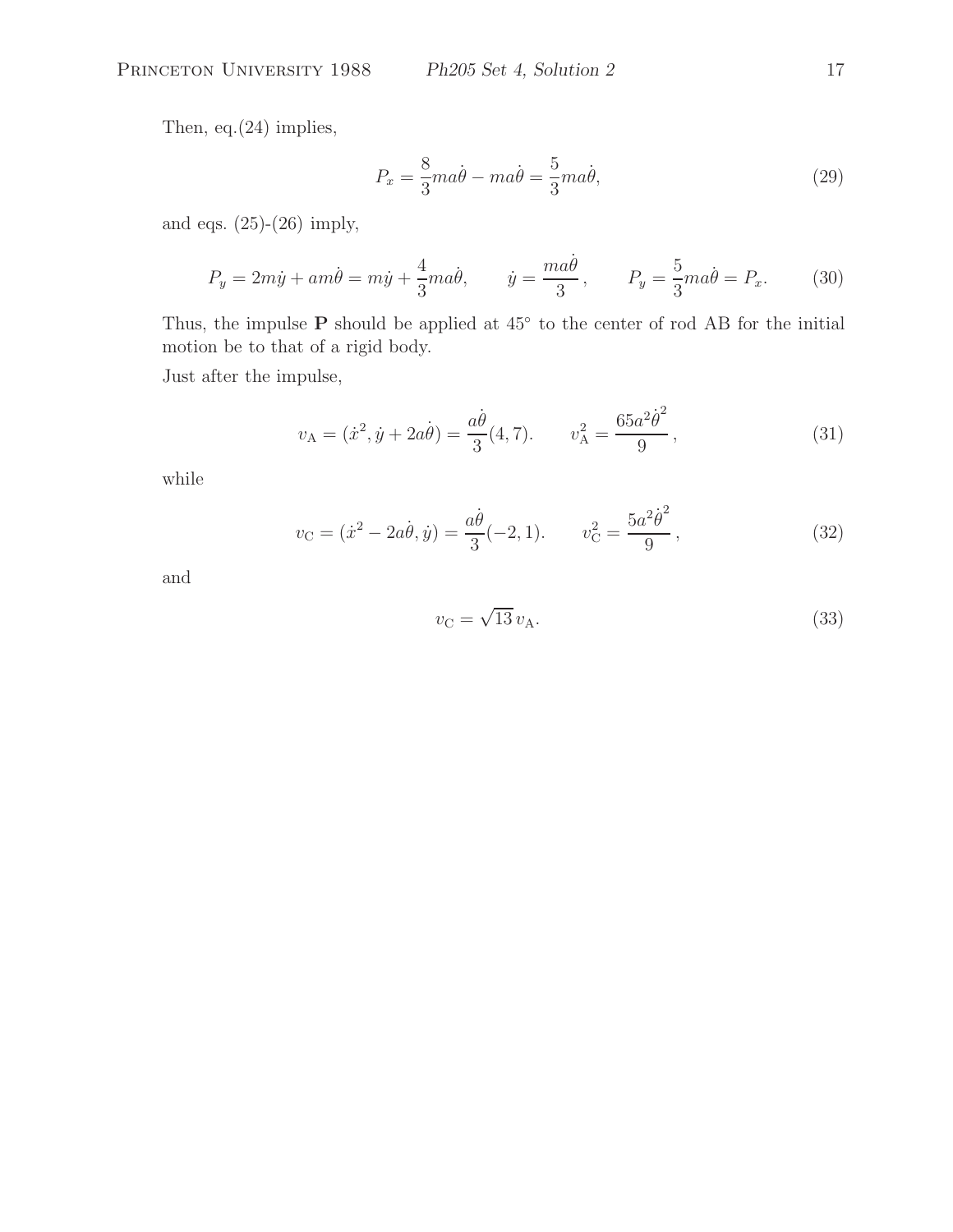Then, eq.(24) implies,

$$P_x = \frac{8}{3}ma\dot{\theta} - ma\dot{\theta} = \frac{5}{3}ma\dot{\theta}, \tag{29}$$

and eqs. (25)-(26) imply,

$$P_y = 2m\dot{y} + am\dot{\theta} = m\dot{y} + \frac{4}{3}ma\dot{\theta}, \qquad \dot{y} = \frac{ma\dot{\theta}}{3}, \qquad P_y = \frac{5}{3}ma\dot{\theta} = P_x. \tag{30}$$

Thus, the impulse $\mathbf{P}$ should be applied at $45^\circ$ to the center of rod AB for the initial motion be to that of a rigid body.

Just after the impulse,

$$v_{\rm A} = (\dot{x}^2, \dot{y} + 2a\dot{\theta}) = \frac{a\dot{\theta}}{3}(4, 7). \qquad v_{\rm A}^2 = \frac{65a^2\dot{\theta}^2}{9}, \tag{31}$$

while

$$v_{\rm C} = (\dot{x}^2 - 2a\dot{\theta}, \dot{y}) = \frac{a\dot{\theta}}{3}(-2, 1). \qquad v_{\rm C}^2 = \frac{5a^2\dot{\theta}^2}{9}, \tag{32}$$

and

$$v_{\rm C} = \sqrt{13}\, v_{\rm A}. \tag{33}$$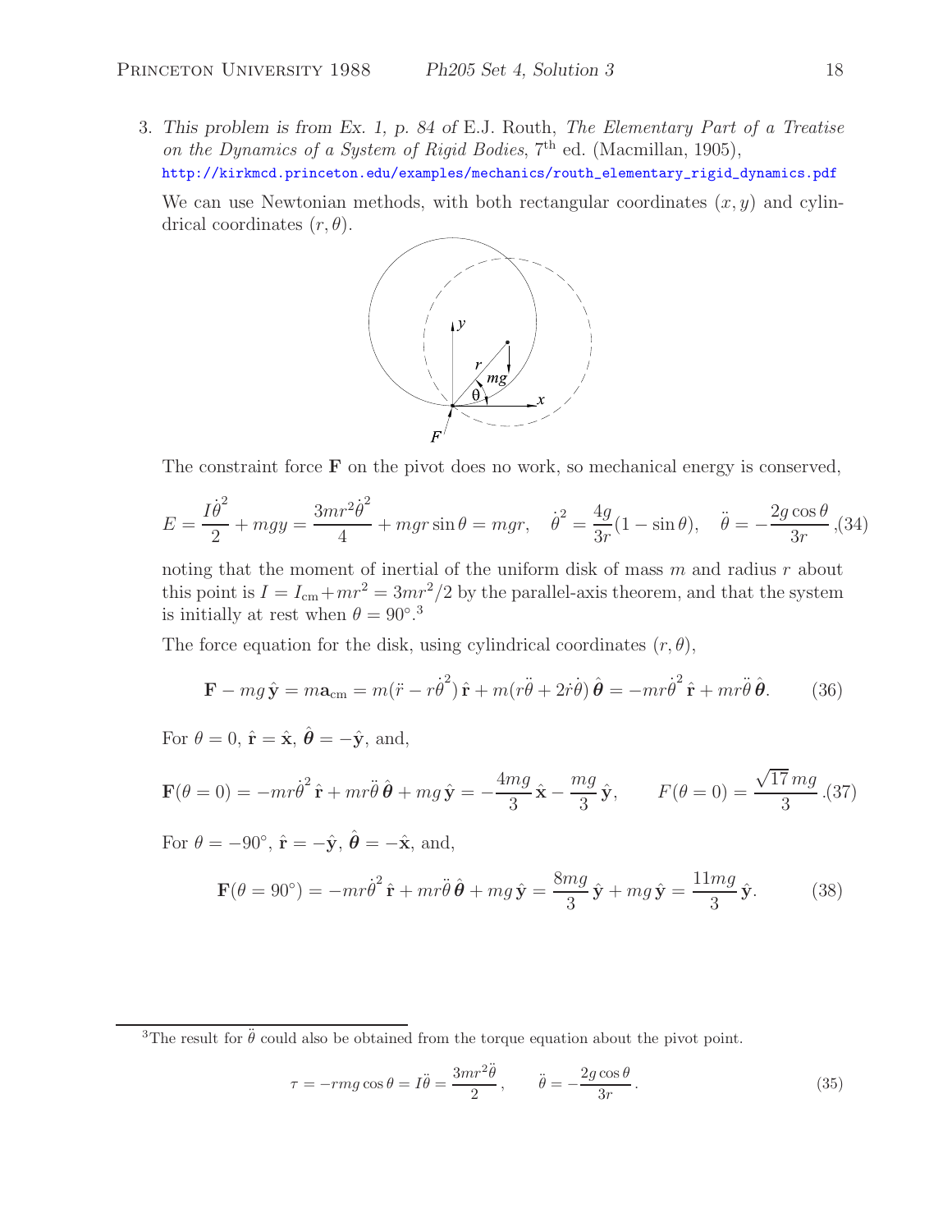3. *This problem is from Ex. 1, p. 84 of* E.J. Routh, *The Elementary Part of a Treatise on the Dynamics of a System of Rigid Bodies*, 7th ed. (Macmillan, 1905), http://kirkmcd.princeton.edu/examples/mechanics/routh_elementary_rigid_dynamics.pdf

We can use Newtonian methods, with both rectangular coordinates $(x, y)$ and cylindrical coordinates $(r, \theta)$.

The constraint force $\mathbf{F}$ on the pivot does no work, so mechanical energy is conserved,

$$E = \frac{I\dot{\theta}^2}{2} + mgy = \frac{3mr^2\dot{\theta}^2}{4} + mgr\sin\theta = mgr, \quad \dot{\theta}^2 = \frac{4g}{3r}(1 - \sin\theta), \quad \ddot{\theta} = -\frac{2g\cos\theta}{3r}, \tag{34}$$

noting that the moment of inertial of the uniform disk of mass $m$ and radius $r$ about this point is $I = I_{\rm cm} + mr^2 = 3mr^2/2$ by the parallel-axis theorem, and that the system is initially at rest when $\theta = 90°$.[3]

The force equation for the disk, using cylindrical coordinates $(r, \theta)$,

$$\mathbf{F} - mg\,\hat{\mathbf{y}} = m\mathbf{a}_{\rm cm} = m(\ddot{r} - r\dot{\theta}^2)\,\hat{\mathbf{r}} + m(r\ddot{\theta} + 2\dot{r}\dot{\theta})\,\hat{\boldsymbol{\theta}} = -mr\dot{\theta}^2\,\hat{\mathbf{r}} + mr\ddot{\theta}\,\hat{\boldsymbol{\theta}}. \tag{36}$$

For $\theta = 0$, $\hat{\mathbf{r}} = \hat{\mathbf{x}}$, $\hat{\boldsymbol{\theta}} = -\hat{\mathbf{y}}$, and,

$$\mathbf{F}(\theta = 0) = -mr\dot{\theta}^2\,\hat{\mathbf{r}} + mr\ddot{\theta}\,\hat{\boldsymbol{\theta}} + mg\,\hat{\mathbf{y}} = -\frac{4mg}{3}\,\hat{\mathbf{x}} - \frac{mg}{3}\,\hat{\mathbf{y}}, \qquad F(\theta = 0) = \frac{\sqrt{17}\,mg}{3}. \tag{37}$$

For $\theta = -90°$, $\hat{\mathbf{r}} = -\hat{\mathbf{y}}$, $\hat{\boldsymbol{\theta}} = -\hat{\mathbf{x}}$, and,

$$\mathbf{F}(\theta = 90°) = -mr\dot{\theta}^2\,\hat{\mathbf{r}} + mr\ddot{\theta}\,\hat{\boldsymbol{\theta}} + mg\,\hat{\mathbf{y}} = \frac{8mg}{3}\,\hat{\mathbf{y}} + mg\,\hat{\mathbf{y}} = \frac{11mg}{3}\,\hat{\mathbf{y}}. \tag{38}$$

---

[3] The result for $\ddot{\theta}$ could also be obtained from the torque equation about the pivot point.

$$\tau = -rmg\cos\theta = I\ddot{\theta} = \frac{3mr^2\ddot{\theta}}{2}, \qquad \ddot{\theta} = -\frac{2g\cos\theta}{3r}. \tag{35}$$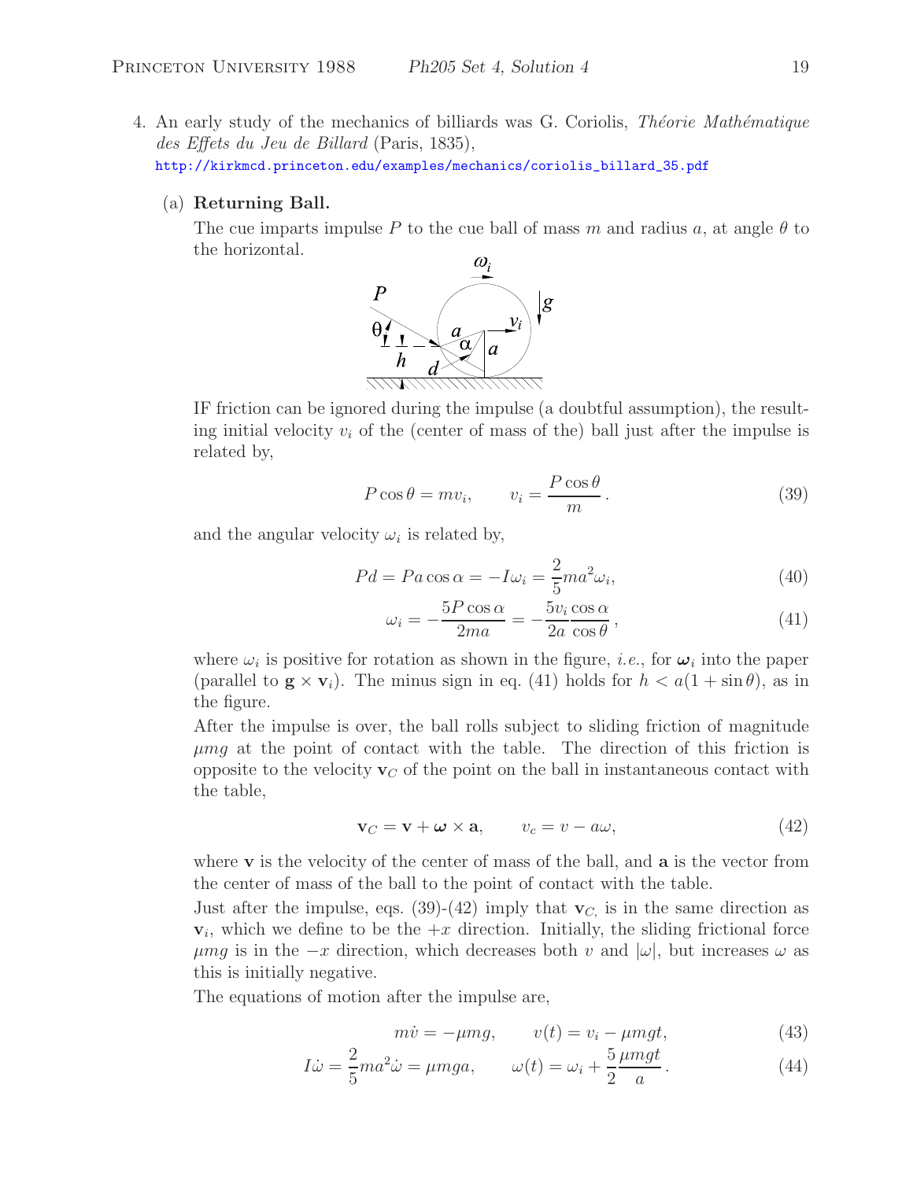4. An early study of the mechanics of billiards was G. Coriolis, *Théorie Mathématique des Effets du Jeu de Billard* (Paris, 1835),
http://kirkmcd.princeton.edu/examples/mechanics/coriolis_billard_35.pdf

   (a) **Returning Ball.**

   The cue imparts impulse $P$ to the cue ball of mass $m$ and radius $a$, at angle $\theta$ to the horizontal.

   $\omega_i$

   $P$

   $g$

   $\theta$

   $a$

   $v_i$

   $\alpha$

   $h$

   $a$

   $d$

   IF friction can be ignored during the impulse (a doubtful assumption), the resulting initial velocity $v_i$ of the (center of mass of the) ball just after the impulse is related by,

$$P\cos\theta = mv_i, \qquad v_i = \frac{P\cos\theta}{m}. \tag{39}$$

   and the angular velocity $\omega_i$ is related by,

$$Pd = Pa\cos\alpha = -I\omega_i = \frac{2}{5}ma^2\omega_i, \tag{40}$$

$$\omega_i = -\frac{5P\cos\alpha}{2ma} = -\frac{5v_i}{2a}\frac{\cos\alpha}{\cos\theta}, \tag{41}$$

   where $\omega_i$ is positive for rotation as shown in the figure, *i.e.*, for $\boldsymbol{\omega}_i$ into the paper (parallel to $\mathbf{g}\times\mathbf{v}_i$). The minus sign in eq. (41) holds for $h < a(1+\sin\theta)$, as in the figure.

   After the impulse is over, the ball rolls subject to sliding friction of magnitude $\mu mg$ at the point of contact with the table. The direction of this friction is opposite to the velocity $\mathbf{v}_C$ of the point on the ball in instantaneous contact with the table,

$$\mathbf{v}_C = \mathbf{v} + \boldsymbol{\omega}\times\mathbf{a}, \qquad v_c = v - a\omega, \tag{42}$$

   where $\mathbf{v}$ is the velocity of the center of mass of the ball, and $\mathbf{a}$ is the vector from the center of mass of the ball to the point of contact with the table.

   Just after the impulse, eqs. (39)-(42) imply that $\mathbf{v}_{C,}$ is in the same direction as $\mathbf{v}_i$, which we define to be the $+x$ direction. Initially, the sliding frictional force $\mu mg$ is in the $-x$ direction, which decreases both $v$ and $|\omega|$, but increases $\omega$ as this is initially negative.

   The equations of motion after the impulse are,

$$m\dot{v} = -\mu mg, \qquad v(t) = v_i - \mu mgt, \tag{43}$$

$$I\dot{\omega} = \frac{2}{5}ma^2\dot{\omega} = \mu mga, \qquad \omega(t) = \omega_i + \frac{5}{2}\frac{\mu mgt}{a}. \tag{44}$$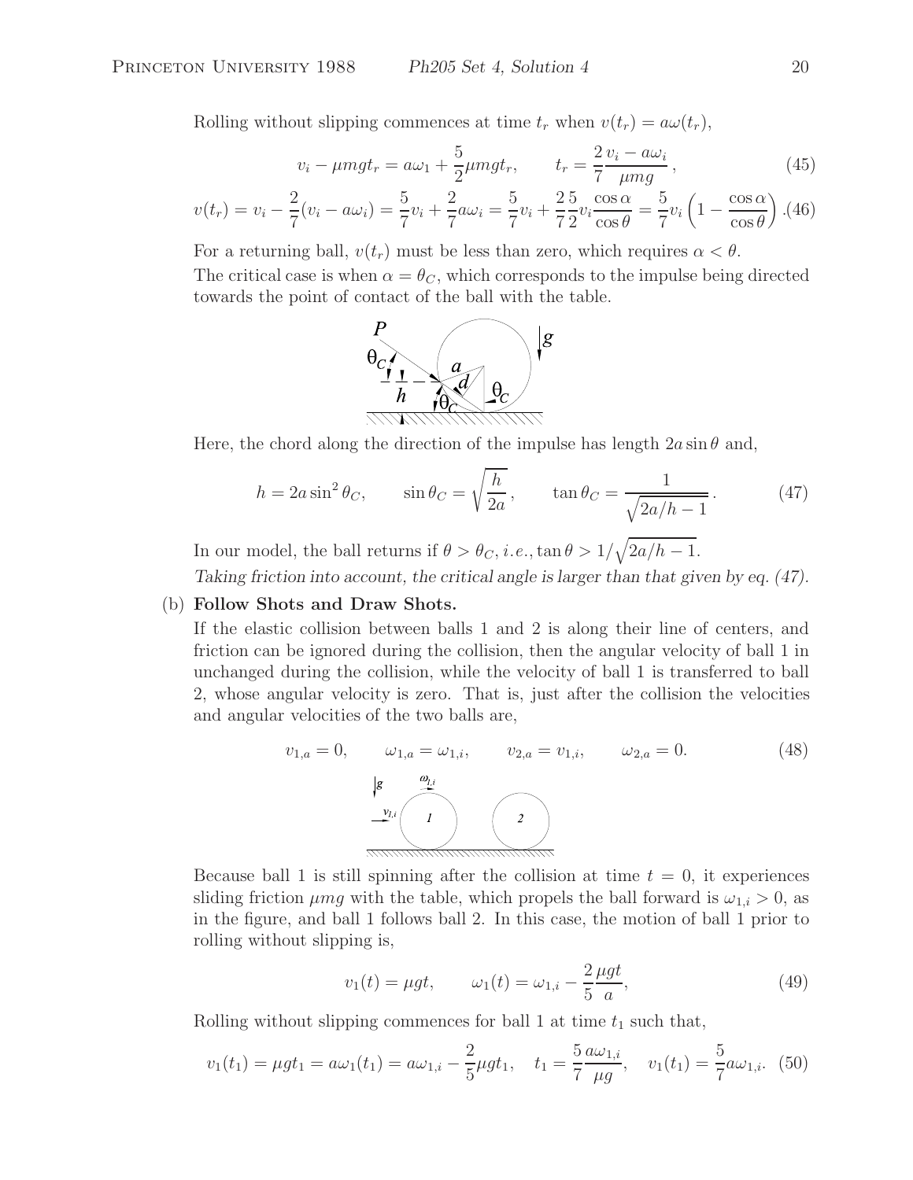Rolling without slipping commences at time $t_r$ when $v(t_r) = a\omega(t_r)$,

$$v_i - \mu mgt_r = a\omega_1 + \frac{5}{2}\mu mgt_r, \qquad t_r = \frac{2}{7}\frac{v_i - a\omega_i}{\mu mg}, \tag{45}$$

$$v(t_r) = v_i - \frac{2}{7}(v_i - a\omega_i) = \frac{5}{7}v_i + \frac{2}{7}a\omega_i = \frac{5}{7}v_i + \frac{2}{7}\frac{5}{2}v_i\frac{\cos\alpha}{\cos\theta} = \frac{5}{7}v_i\left(1 - \frac{\cos\alpha}{\cos\theta}\right). \tag{46}$$

For a returning ball, $v(t_r)$ must be less than zero, which requires $\alpha < \theta$.

The critical case is when $\alpha = \theta_C$, which corresponds to the impulse being directed towards the point of contact of the ball with the table.

P
$\theta_C$
h
a
d
$\theta_C$
$\theta_C$
g

Here, the chord along the direction of the impulse has length $2a\sin\theta$ and,

$$h = 2a\sin^2\theta_C, \qquad \sin\theta_C = \sqrt{\frac{h}{2a}}, \qquad \tan\theta_C = \frac{1}{\sqrt{2a/h - 1}}. \tag{47}$$

In our model, the ball returns if $\theta > \theta_C$, *i.e.*, $\tan\theta > 1/\sqrt{2a/h - 1}$.

*Taking friction into account, the critical angle is larger than that given by eq. (47).*

(b) **Follow Shots and Draw Shots.**

If the elastic collision between balls 1 and 2 is along their line of centers, and friction can be ignored during the collision, then the angular velocity of ball 1 in unchanged during the collision, while the velocity of ball 1 is transferred to ball 2, whose angular velocity is zero. That is, just after the collision the velocities and angular velocities of the two balls are,

$$v_{1,a} = 0, \qquad \omega_{1,a} = \omega_{1,i}, \qquad v_{2,a} = v_{1,i}, \qquad \omega_{2,a} = 0. \tag{48}$$

g
$\omega_{1,i}$
$v_{1,i}$
1
2

Because ball 1 is still spinning after the collision at time $t = 0$, it experiences sliding friction $\mu mg$ with the table, which propels the ball forward is $\omega_{1,i} > 0$, as in the figure, and ball 1 follows ball 2. In this case, the motion of ball 1 prior to rolling without slipping is,

$$v_1(t) = \mu gt, \qquad \omega_1(t) = \omega_{1,i} - \frac{2}{5}\frac{\mu gt}{a}, \tag{49}$$

Rolling without slipping commences for ball 1 at time $t_1$ such that,

$$v_1(t_1) = \mu gt_1 = a\omega_1(t_1) = a\omega_{1,i} - \frac{2}{5}\mu gt_1, \quad t_1 = \frac{5}{7}\frac{a\omega_{1,i}}{\mu g}, \quad v_1(t_1) = \frac{5}{7}a\omega_{1,i}. \tag{50}$$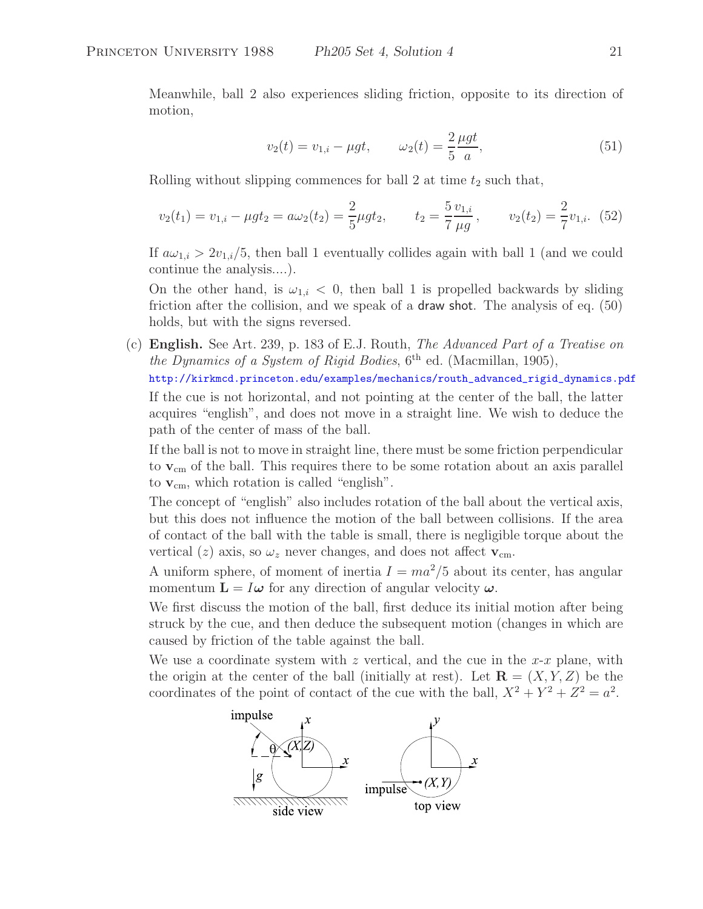Meanwhile, ball 2 also experiences sliding friction, opposite to its direction of motion,

$$v_2(t) = v_{1,i} - \mu g t, \qquad \omega_2(t) = \frac{2}{5}\frac{\mu g t}{a}, \tag{51}$$

Rolling without slipping commences for ball 2 at time $t_2$ such that,

$$v_2(t_1) = v_{1,i} - \mu g t_2 = a\omega_2(t_2) = \frac{2}{5}\mu g t_2, \qquad t_2 = \frac{5}{7}\frac{v_{1,i}}{\mu g}, \qquad v_2(t_2) = \frac{2}{7}v_{1,i}. \tag{52}$$

If $a\omega_{1,i} > 2v_{1,i}/5$, then ball 1 eventually collides again with ball 1 (and we could continue the analysis....).

On the other hand, is $\omega_{1,i} < 0$, then ball 1 is propelled backwards by sliding friction after the collision, and we speak of a draw shot. The analysis of eq. (50) holds, but with the signs reversed.

(c) **English.** See Art. 239, p. 183 of E.J. Routh, *The Advanced Part of a Treatise on the Dynamics of a System of Rigid Bodies*, 6th ed. (Macmillan, 1905),

http://kirkmcd.princeton.edu/examples/mechanics/routh_advanced_rigid_dynamics.pdf

If the cue is not horizontal, and not pointing at the center of the ball, the latter acquires "english", and does not move in a straight line. We wish to deduce the path of the center of mass of the ball.

If the ball is not to move in straight line, there must be some friction perpendicular to $\mathbf{v}_{\rm cm}$ of the ball. This requires there to be some rotation about an axis parallel to $\mathbf{v}_{\rm cm}$, which rotation is called "english".

The concept of "english" also includes rotation of the ball about the vertical axis, but this does not influence the motion of the ball between collisions. If the area of contact of the ball with the table is small, there is negligible torque about the vertical ($z$) axis, so $\omega_z$ never changes, and does not affect $\mathbf{v}_{\rm cm}$.

A uniform sphere, of moment of inertia $I = ma^2/5$ about its center, has angular momentum $\mathbf{L} = I\boldsymbol{\omega}$ for any direction of angular velocity $\boldsymbol{\omega}$.

We first discuss the motion of the ball, first deduce its initial motion after being struck by the cue, and then deduce the subsequent motion (changes in which are caused by friction of the table against the ball.

We use a coordinate system with $z$ vertical, and the cue in the $x$-$x$ plane, with the origin at the center of the ball (initially at rest). Let $\mathbf{R} = (X, Y, Z)$ be the coordinates of the point of contact of the cue with the ball, $X^2 + Y^2 + Z^2 = a^2$.

impulse
$\theta$
$(X,Z)$
$x$
$x$
$g$
side view

$y$
$x$
impulse
$(X,Y)$
top view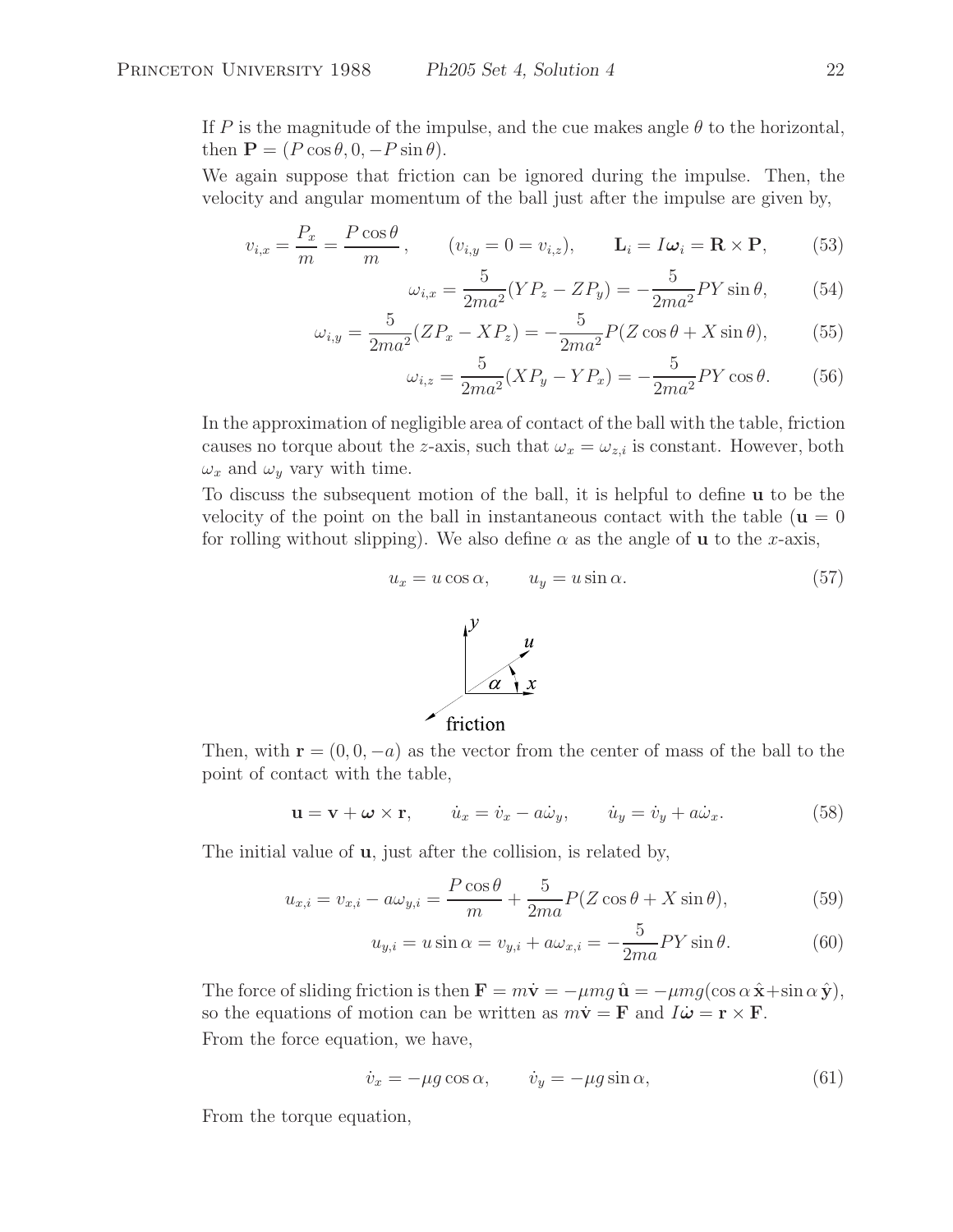If $P$ is the magnitude of the impulse, and the cue makes angle $\theta$ to the horizontal, then $\mathbf{P} = (P\cos\theta, 0, -P\sin\theta)$.

We again suppose that friction can be ignored during the impulse. Then, the velocity and angular momentum of the ball just after the impulse are given by,

$$v_{i,x} = \frac{P_x}{m} = \frac{P\cos\theta}{m}, \qquad (v_{i,y} = 0 = v_{i,z}), \qquad \mathbf{L}_i = I\boldsymbol{\omega}_i = \mathbf{R}\times\mathbf{P}, \tag{53}$$

$$\omega_{i,x} = \frac{5}{2ma^2}(YP_z - ZP_y) = -\frac{5}{2ma^2}PY\sin\theta, \tag{54}$$

$$\omega_{i,y} = \frac{5}{2ma^2}(ZP_x - XP_z) = -\frac{5}{2ma^2}P(Z\cos\theta + X\sin\theta), \tag{55}$$

$$\omega_{i,z} = \frac{5}{2ma^2}(XP_y - YP_x) = -\frac{5}{2ma^2}PY\cos\theta. \tag{56}$$

In the approximation of negligible area of contact of the ball with the table, friction causes no torque about the $z$-axis, such that $\omega_x = \omega_{z,i}$ is constant. However, both $\omega_x$ and $\omega_y$ vary with time.

To discuss the subsequent motion of the ball, it is helpful to define $\mathbf{u}$ to be the velocity of the point on the ball in instantaneous contact with the table ($\mathbf{u} = 0$ for rolling without slipping). We also define $\alpha$ as the angle of $\mathbf{u}$ to the $x$-axis,

$$u_x = u\cos\alpha, \qquad u_y = u\sin\alpha. \tag{57}$$

y
u
α
x
friction

Then, with $\mathbf{r} = (0, 0, -a)$ as the vector from the center of mass of the ball to the point of contact with the table,

$$\mathbf{u} = \mathbf{v} + \boldsymbol{\omega}\times\mathbf{r}, \qquad \dot{u}_x = \dot{v}_x - a\dot{\omega}_y, \qquad \dot{u}_y = \dot{v}_y + a\dot{\omega}_x. \tag{58}$$

The initial value of $\mathbf{u}$, just after the collision, is related by,

$$u_{x,i} = v_{x,i} - a\omega_{y,i} = \frac{P\cos\theta}{m} + \frac{5}{2ma}P(Z\cos\theta + X\sin\theta), \tag{59}$$

$$u_{y,i} = u\sin\alpha = v_{y,i} + a\omega_{x,i} = -\frac{5}{2ma}PY\sin\theta. \tag{60}$$

The force of sliding friction is then $\mathbf{F} = m\dot{\mathbf{v}} = -\mu mg\,\hat{\mathbf{u}} = -\mu mg(\cos\alpha\,\hat{\mathbf{x}} + \sin\alpha\,\hat{\mathbf{y}})$, so the equations of motion can be written as $m\dot{\mathbf{v}} = \mathbf{F}$ and $I\dot{\boldsymbol{\omega}} = \mathbf{r}\times\mathbf{F}$.

From the force equation, we have,

$$\dot{v}_x = -\mu g\cos\alpha, \qquad \dot{v}_y = -\mu g\sin\alpha, \tag{61}$$

From the torque equation,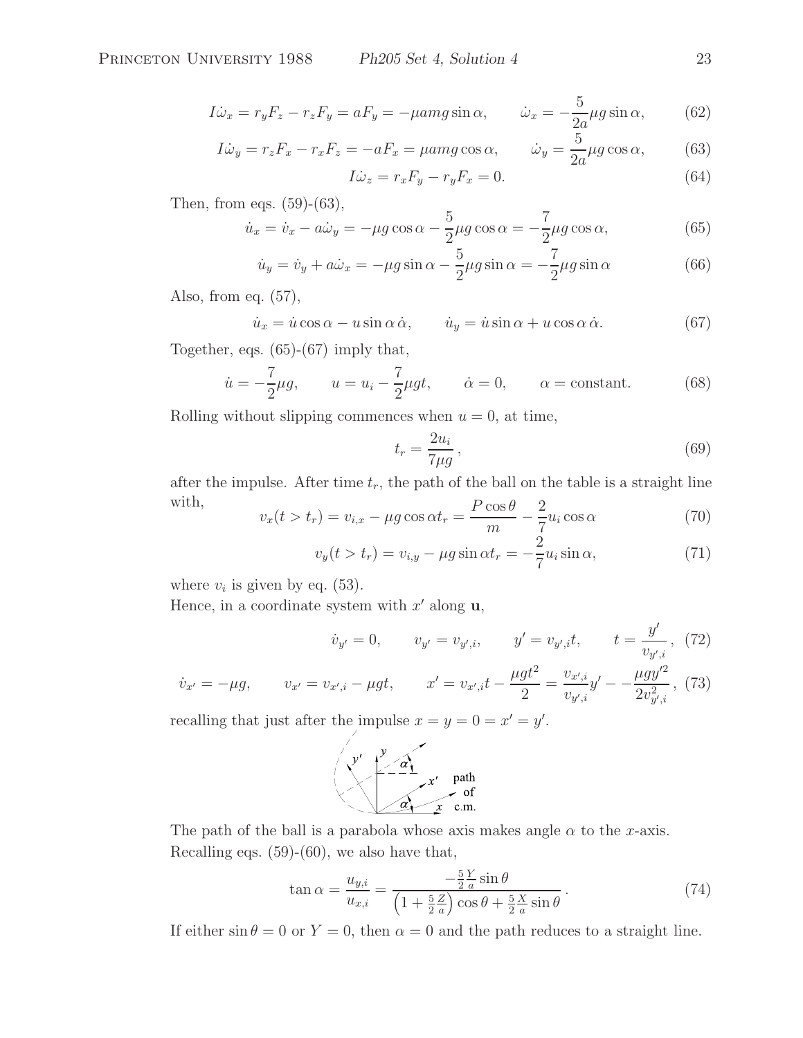$$I\dot{\omega}_x = r_y F_z - r_z F_y = aF_y = -\mu amg \sin\alpha, \qquad \dot{\omega}_x = -\frac{5}{2a}\mu g \sin\alpha, \tag{62}$$

$$I\dot{\omega}_y = r_z F_x - r_x F_z = -aF_x = \mu amg \cos\alpha, \qquad \dot{\omega}_y = \frac{5}{2a}\mu g \cos\alpha, \tag{63}$$

$$I\dot{\omega}_z = r_x F_y - r_y F_x = 0. \tag{64}$$

Then, from eqs. (59)-(63),

$$\dot{u}_x = \dot{v}_x - a\dot{\omega}_y = -\mu g \cos\alpha - \frac{5}{2}\mu g \cos\alpha = -\frac{7}{2}\mu g \cos\alpha, \tag{65}$$

$$\dot{u}_y = \dot{v}_y + a\dot{\omega}_x = -\mu g \sin\alpha - \frac{5}{2}\mu g \sin\alpha = -\frac{7}{2}\mu g \sin\alpha \tag{66}$$

Also, from eq. (57),

$$\dot{u}_x = \dot{u}\cos\alpha - u \sin\alpha\, \dot{\alpha}, \qquad \dot{u}_y = \dot{u}\sin\alpha + u\cos\alpha\, \dot{\alpha}. \tag{67}$$

Together, eqs. (65)-(67) imply that,

$$\dot{u} = -\frac{7}{2}\mu g, \qquad u = u_i - \frac{7}{2}\mu g t, \qquad \dot{\alpha} = 0, \qquad \alpha = \text{constant}. \tag{68}$$

Rolling without slipping commences when $u = 0$, at time,

$$t_r = \frac{2u_i}{7\mu g}, \tag{69}$$

after the impulse. After time $t_r$, the path of the ball on the table is a straight line with,

$$v_x(t > t_r) = v_{i,x} - \mu g \cos\alpha t_r = \frac{P\cos\theta}{m} - \frac{2}{7}u_i \cos\alpha \tag{70}$$

$$v_y(t > t_r) = v_{i,y} - \mu g \sin\alpha t_r = -\frac{2}{7}u_i \sin\alpha, \tag{71}$$

where $v_i$ is given by eq. (53).

Hence, in a coordinate system with $x'$ along $\mathbf{u}$,

$$\dot{v}_{y'} = 0, \qquad v_{y'} = v_{y',i}, \qquad y' = v_{y',i}t, \qquad t = \frac{y'}{v_{y',i}}, \tag{72}$$

$$\dot{v}_{x'} = -\mu g, \qquad v_{x'} = v_{x',i} - \mu g t, \qquad x' = v_{x',i}t - \frac{\mu g t^2}{2} = \frac{v_{x',i}}{v_{y',i}}y' - -\frac{\mu g y'^2}{2v_{y',i}^2}, \tag{73}$$

recalling that just after the impulse $x = y = 0 = x' = y'$.

y'
y
α
x'
path
of
α
x
c.m.

The path of the ball is a parabola whose axis makes angle $\alpha$ to the $x$-axis. Recalling eqs. (59)-(60), we also have that,

$$\tan\alpha = \frac{u_{y,i}}{u_{x,i}} = \frac{-\frac{5}{2}\frac{Y}{a}\sin\theta}{\left(1 + \frac{5}{2}\frac{Z}{a}\right)\cos\theta + \frac{5}{2}\frac{X}{a}\sin\theta}. \tag{74}$$

If either $\sin\theta = 0$ or $Y = 0$, then $\alpha = 0$ and the path reduces to a straight line.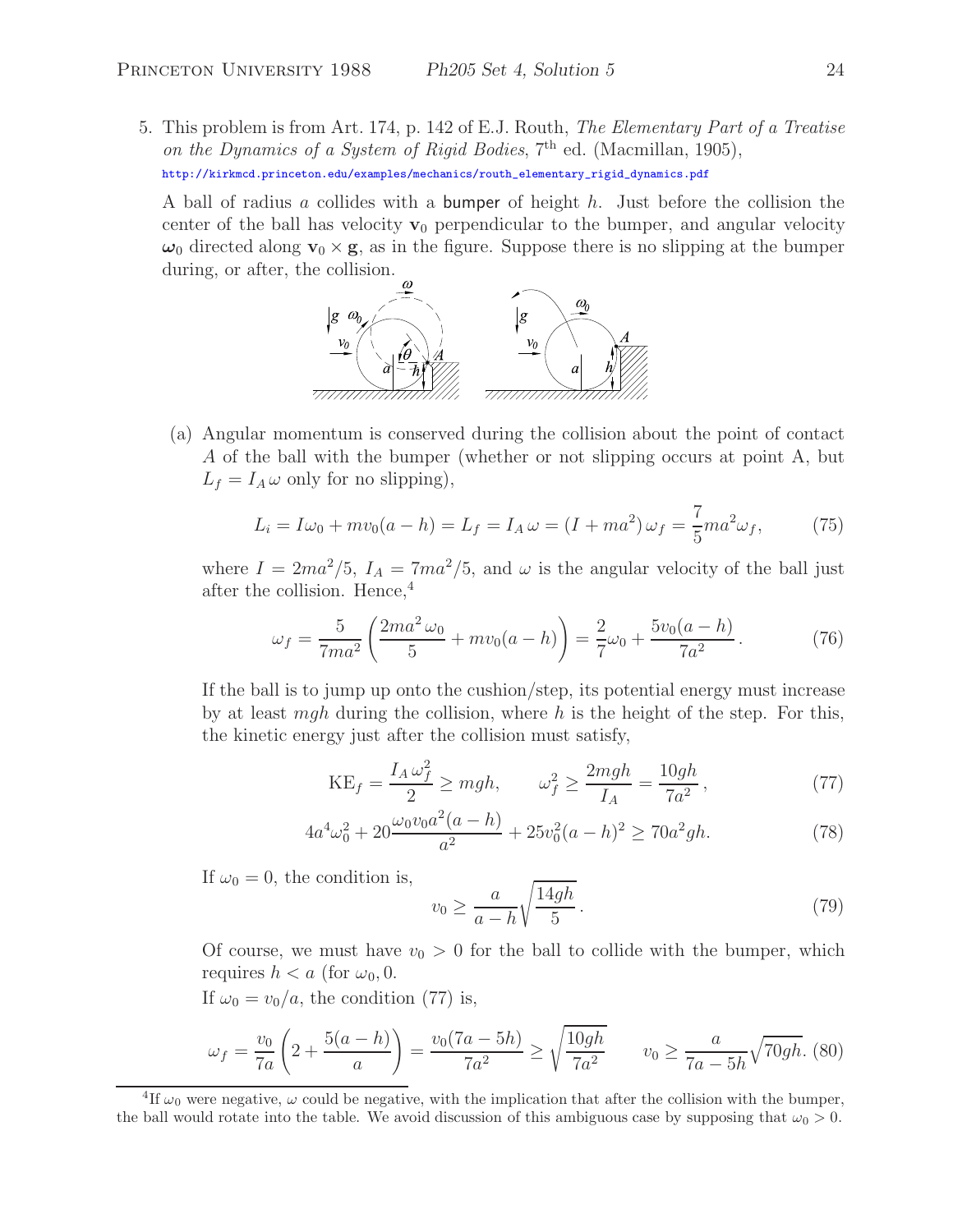5. This problem is from Art. 174, p. 142 of E.J. Routh, *The Elementary Part of a Treatise on the Dynamics of a System of Rigid Bodies*, 7th ed. (Macmillan, 1905), http://kirkmcd.princeton.edu/examples/mechanics/routh_elementary_rigid_dynamics.pdf

A ball of radius $a$ collides with a bumper of height $h$. Just before the collision the center of the ball has velocity $\mathbf{v}_0$ perpendicular to the bumper, and angular velocity $\boldsymbol{\omega}_0$ directed along $\mathbf{v}_0 \times \mathbf{g}$, as in the figure. Suppose there is no slipping at the bumper during, or after, the collision.

(a) Angular momentum is conserved during the collision about the point of contact $A$ of the ball with the bumper (whether or not slipping occurs at point A, but $L_f = I_A\,\omega$ only for no slipping),

$$L_i = I\omega_0 + mv_0(a-h) = L_f = I_A\,\omega = (I + ma^2)\,\omega_f = \frac{7}{5}ma^2\omega_f, \tag{75}$$

where $I = 2ma^2/5$, $I_A = 7ma^2/5$, and $\omega$ is the angular velocity of the ball just after the collision. Hence,[4]

$$\omega_f = \frac{5}{7ma^2}\left(\frac{2ma^2\,\omega_0}{5} + mv_0(a-h)\right) = \frac{2}{7}\omega_0 + \frac{5v_0(a-h)}{7a^2}. \tag{76}$$

If the ball is to jump up onto the cushion/step, its potential energy must increase by at least $mgh$ during the collision, where $h$ is the height of the step. For this, the kinetic energy just after the collision must satisfy,

$$\text{KE}_f = \frac{I_A\,\omega_f^2}{2} \geq mgh, \qquad \omega_f^2 \geq \frac{2mgh}{I_A} = \frac{10gh}{7a^2}, \tag{77}$$

$$4a^4\omega_0^2 + 20\frac{\omega_0 v_0 a^2(a-h)}{a^2} + 25v_0^2(a-h)^2 \geq 70a^2gh. \tag{78}$$

If $\omega_0 = 0$, the condition is,

$$v_0 \geq \frac{a}{a-h}\sqrt{\frac{14gh}{5}}. \tag{79}$$

Of course, we must have $v_0 > 0$ for the ball to collide with the bumper, which requires $h < a$ (for $\omega_0, 0$.

If $\omega_0 = v_0/a$, the condition (77) is,

$$\omega_f = \frac{v_0}{7a}\left(2 + \frac{5(a-h)}{a}\right) = \frac{v_0(7a-5h)}{7a^2} \geq \sqrt{\frac{10gh}{7a^2}} \qquad v_0 \geq \frac{a}{7a-5h}\sqrt{70gh}. \tag{80}$$

[4]If $\omega_0$ were negative, $\omega$ could be negative, with the implication that after the collision with the bumper, the ball would rotate into the table. We avoid discussion of this ambiguous case by supposing that $\omega_0 > 0$.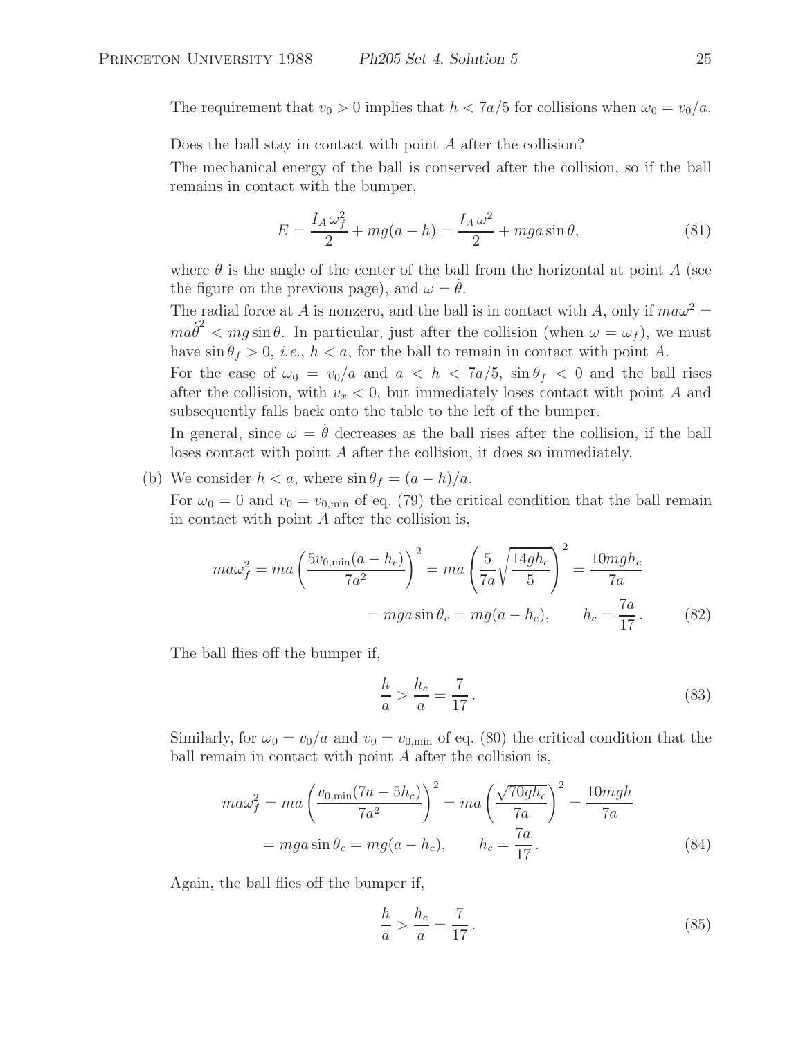The requirement that $v_0 > 0$ implies that $h < 7a/5$ for collisions when $\omega_0 = v_0/a$.

Does the ball stay in contact with point $A$ after the collision?

The mechanical energy of the ball is conserved after the collision, so if the ball remains in contact with the bumper,

$$E = \frac{I_A \omega_f^2}{2} + mg(a - h) = \frac{I_A \omega^2}{2} + mga \sin \theta, \tag{81}$$

where $\theta$ is the angle of the center of the ball from the horizontal at point $A$ (see the figure on the previous page), and $\omega = \dot{\theta}$.

The radial force at $A$ is nonzero, and the ball is in contact with $A$, only if $ma\omega^2 = ma\dot{\theta}^2 < mg \sin \theta$. In particular, just after the collision (when $\omega = \omega_f$), we must have $\sin \theta_f > 0$, *i.e.*, $h < a$, for the ball to remain in contact with point $A$.

For the case of $\omega_0 = v_0/a$ and $a < h < 7a/5$, $\sin \theta_f < 0$ and the ball rises after the collision, with $v_x < 0$, but immediately loses contact with point $A$ and subsequently falls back onto the table to the left of the bumper.

In general, since $\omega = \dot{\theta}$ decreases as the ball rises after the collision, if the ball loses contact with point $A$ after the collision, it does so immediately.

(b) We consider $h < a$, where $\sin \theta_f = (a - h)/a$.

For $\omega_0 = 0$ and $v_0 = v_{0,\min}$ of eq. (79) the critical condition that the ball remain in contact with point $A$ after the collision is,

$$ma\omega_f^2 = ma \left( \frac{5 v_{0,\min}(a - h_c)}{7a^2} \right)^2 = ma \left( \frac{5}{7a} \sqrt{\frac{14 g h_c}{5}} \right)^2 = \frac{10 m g h_c}{7a}$$
$$= mga \sin \theta_c = mg(a - h_c), \qquad h_c = \frac{7a}{17}. \tag{82}$$

The ball flies off the bumper if,

$$\frac{h}{a} > \frac{h_c}{a} = \frac{7}{17}. \tag{83}$$

Similarly, for $\omega_0 = v_0/a$ and $v_0 = v_{0,\min}$ of eq. (80) the critical condition that the ball remain in contact with point $A$ after the collision is,

$$ma\omega_f^2 = ma \left( \frac{v_{0,\min}(7a - 5h_c)}{7a^2} \right)^2 = ma \left( \frac{\sqrt{70 g h_c}}{7a} \right)^2 = \frac{10 m g h}{7a}$$
$$= mga \sin \theta_c = mg(a - h_c), \qquad h_c = \frac{7a}{17}. \tag{84}$$

Again, the ball flies off the bumper if,

$$\frac{h}{a} > \frac{h_c}{a} = \frac{7}{17}. \tag{85}$$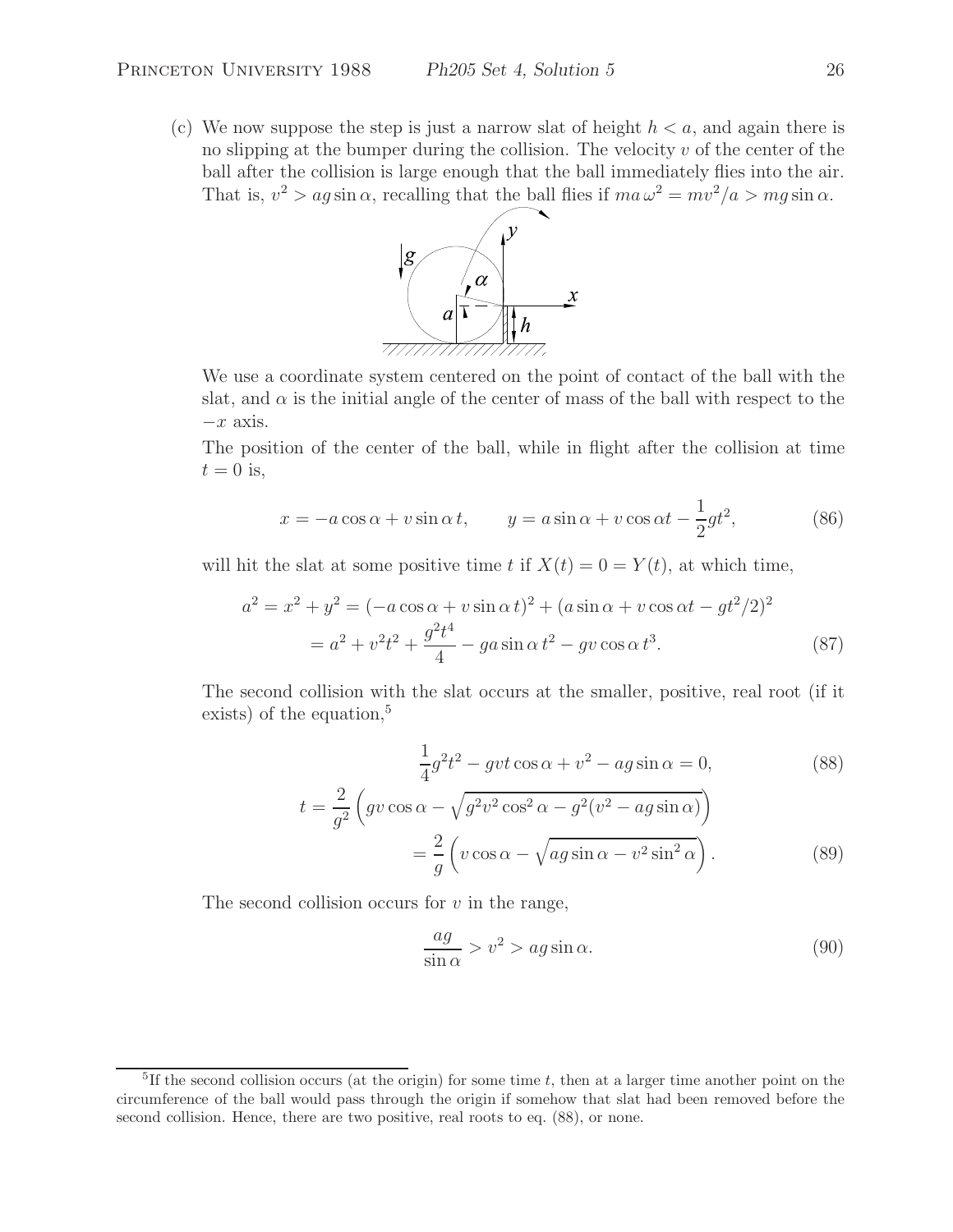(c) We now suppose the step is just a narrow slat of height $h < a$, and again there is no slipping at the bumper during the collision. The velocity $v$ of the center of the ball after the collision is large enough that the ball immediately flies into the air. That is, $v^2 > ag \sin\alpha$, recalling that the ball flies if $ma\,\omega^2 = mv^2/a > mg \sin\alpha$.

g

y

α

x

a

h

We use a coordinate system centered on the point of contact of the ball with the slat, and $\alpha$ is the initial angle of the center of mass of the ball with respect to the $-x$ axis.

The position of the center of the ball, while in flight after the collision at time $t = 0$ is,

$$x = -a\cos\alpha + v\sin\alpha\, t, \qquad y = a\sin\alpha + v\cos\alpha t - \frac{1}{2}gt^2, \tag{86}$$

will hit the slat at some positive time $t$ if $X(t) = 0 = Y(t)$, at which time,

$$\begin{aligned} a^2 = x^2 + y^2 &= (-a\cos\alpha + v\sin\alpha\, t)^2 + (a\sin\alpha + v\cos\alpha t - gt^2/2)^2 \\ &= a^2 + v^2t^2 + \frac{g^2t^4}{4} - ga\sin\alpha\, t^2 - gv\cos\alpha\, t^3. \end{aligned} \tag{87}$$

The second collision with the slat occurs at the smaller, positive, real root (if it exists) of the equation,[5]

$$\frac{1}{4}g^2t^2 - gvt\cos\alpha + v^2 - ag\sin\alpha = 0, \tag{88}$$

$$\begin{aligned} t &= \frac{2}{g^2}\left(gv\cos\alpha - \sqrt{g^2v^2\cos^2\alpha - g^2(v^2 - ag\sin\alpha)}\right) \\ &= \frac{2}{g}\left(v\cos\alpha - \sqrt{ag\sin\alpha - v^2\sin^2\alpha}\right). \end{aligned} \tag{89}$$

The second collision occurs for $v$ in the range,

$$\frac{ag}{\sin\alpha} > v^2 > ag\sin\alpha. \tag{90}$$

[5]If the second collision occurs (at the origin) for some time $t$, then at a larger time another point on the circumference of the ball would pass through the origin if somehow that slat had been removed before the second collision. Hence, there are two positive, real roots to eq. (88), or none.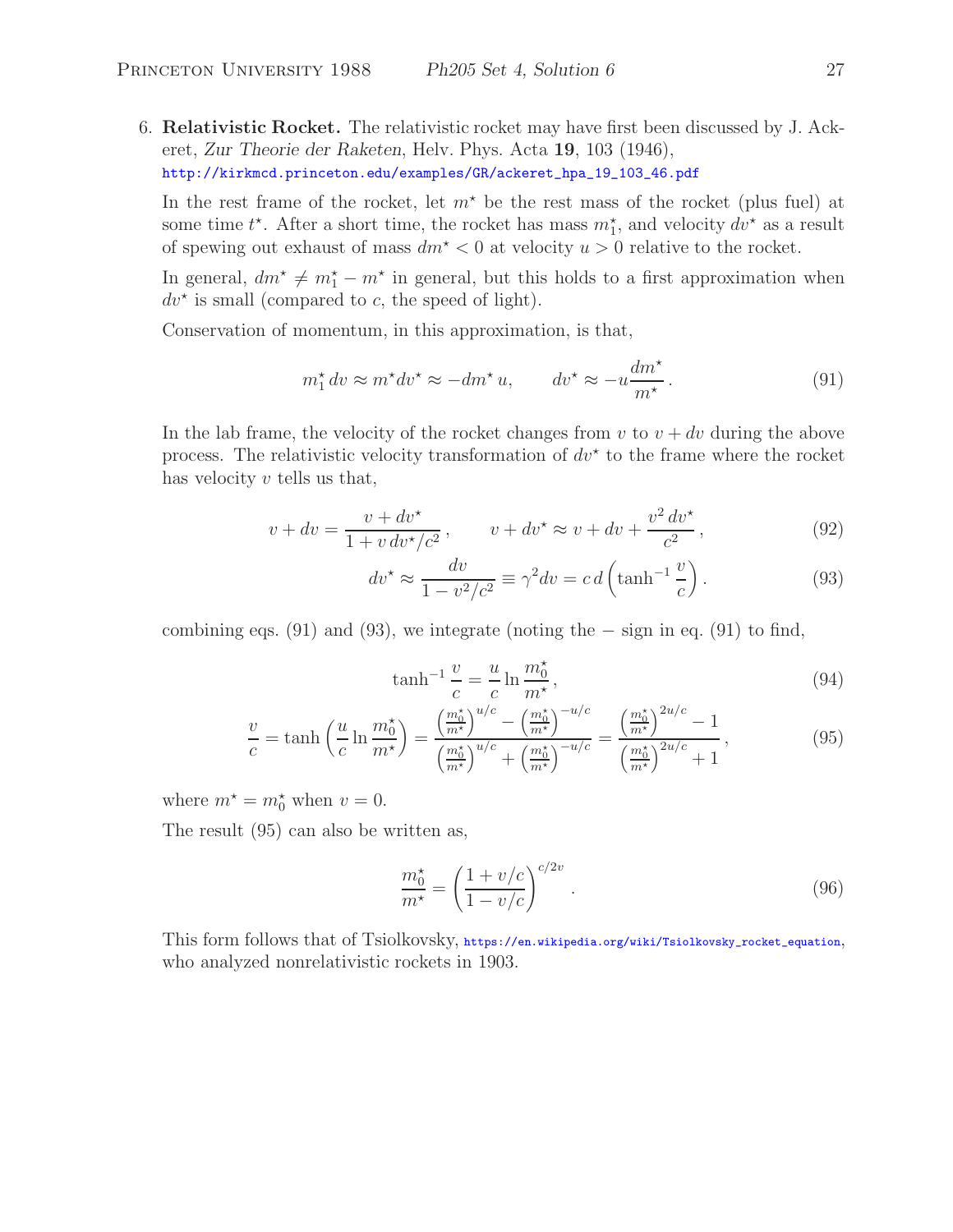6. **Relativistic Rocket.** The relativistic rocket may have first been discussed by J. Ackeret, *Zur Theorie der Raketen*, Helv. Phys. Acta **19**, 103 (1946), http://kirkmcd.princeton.edu/examples/GR/ackeret_hpa_19_103_46.pdf

In the rest frame of the rocket, let $m^\star$ be the rest mass of the rocket (plus fuel) at some time $t^\star$. After a short time, the rocket has mass $m_1^\star$, and velocity $dv^\star$ as a result of spewing out exhaust of mass $dm^\star < 0$ at velocity $u > 0$ relative to the rocket.

In general, $dm^\star \neq m_1^\star - m^\star$ in general, but this holds to a first approximation when $dv^\star$ is small (compared to $c$, the speed of light).

Conservation of momentum, in this approximation, is that,

$$m_1^\star\, dv \approx m^\star dv^\star \approx -dm^\star\, u, \qquad dv^\star \approx -u\frac{dm^\star}{m^\star}\,. \tag{91}$$

In the lab frame, the velocity of the rocket changes from $v$ to $v + dv$ during the above process. The relativistic velocity transformation of $dv^\star$ to the frame where the rocket has velocity $v$ tells us that,

$$v + dv = \frac{v + dv^\star}{1 + v\, dv^\star/c^2}\,, \qquad v + dv^\star \approx v + dv + \frac{v^2\, dv^\star}{c^2}\,, \tag{92}$$

$$dv^\star \approx \frac{dv}{1 - v^2/c^2} \equiv \gamma^2 dv = c\, d\left(\tanh^{-1}\frac{v}{c}\right). \tag{93}$$

combining eqs. (91) and (93), we integrate (noting the $-$ sign in eq. (91) to find,

$$\tanh^{-1}\frac{v}{c} = \frac{u}{c}\ln\frac{m_0^\star}{m^\star}\,, \tag{94}$$

$$\frac{v}{c} = \tanh\left(\frac{u}{c}\ln\frac{m_0^\star}{m^\star}\right) = \frac{\left(\frac{m_0^\star}{m^\star}\right)^{u/c} - \left(\frac{m_0^\star}{m^\star}\right)^{-u/c}}{\left(\frac{m_0^\star}{m^\star}\right)^{u/c} + \left(\frac{m_0^\star}{m^\star}\right)^{-u/c}} = \frac{\left(\frac{m_0^\star}{m^\star}\right)^{2u/c} - 1}{\left(\frac{m_0^\star}{m^\star}\right)^{2u/c} + 1}\,, \tag{95}$$

where $m^\star = m_0^\star$ when $v = 0$.

The result (95) can also be written as,

$$\frac{m_0^\star}{m^\star} = \left(\frac{1 + v/c}{1 - v/c}\right)^{c/2v}\,. \tag{96}$$

This form follows that of Tsiolkovsky, https://en.wikipedia.org/wiki/Tsiolkovsky_rocket_equation, who analyzed nonrelativistic rockets in 1903.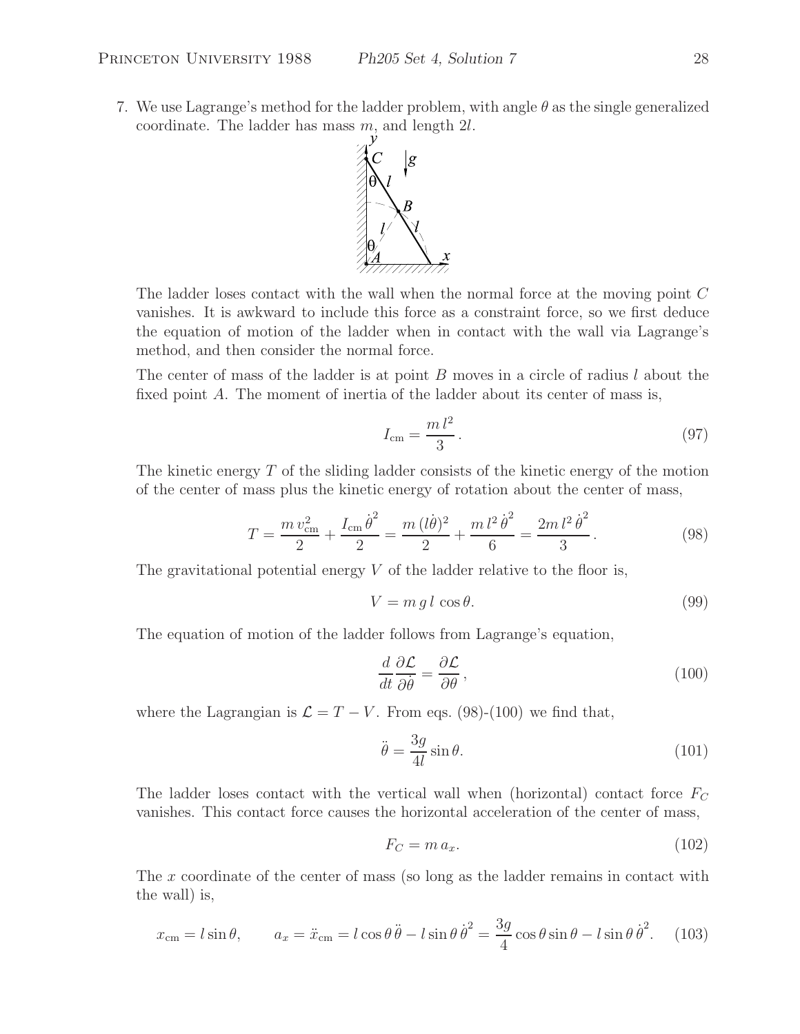7. We use Lagrange's method for the ladder problem, with angle $\theta$ as the single generalized coordinate. The ladder has mass $m$, and length $2l$.

The ladder loses contact with the wall when the normal force at the moving point $C$ vanishes. It is awkward to include this force as a constraint force, so we first deduce the equation of motion of the ladder when in contact with the wall via Lagrange's method, and then consider the normal force.

The center of mass of the ladder is at point $B$ moves in a circle of radius $l$ about the fixed point $A$. The moment of inertia of the ladder about its center of mass is,

$$I_{\rm cm} = \frac{m\,l^2}{3}\,. \tag{97}$$

The kinetic energy $T$ of the sliding ladder consists of the kinetic energy of the motion of the center of mass plus the kinetic energy of rotation about the center of mass,

$$T = \frac{m\,v_{\rm cm}^2}{2} + \frac{I_{\rm cm}\,\dot{\theta}^2}{2} = \frac{m\,(l\dot{\theta})^2}{2} + \frac{m\,l^2\,\dot{\theta}^2}{6} = \frac{2m\,l^2\,\dot{\theta}^2}{3}\,. \tag{98}$$

The gravitational potential energy $V$ of the ladder relative to the floor is,

$$V = m\,g\,l\,\cos\theta. \tag{99}$$

The equation of motion of the ladder follows from Lagrange's equation,

$$\frac{d}{dt}\frac{\partial \mathcal{L}}{\partial \dot{\theta}} = \frac{\partial \mathcal{L}}{\partial \theta}\,, \tag{100}$$

where the Lagrangian is $\mathcal{L} = T - V$. From eqs. (98)-(100) we find that,

$$\ddot{\theta} = \frac{3g}{4l}\sin\theta. \tag{101}$$

The ladder loses contact with the vertical wall when (horizontal) contact force $F_C$ vanishes. This contact force causes the horizontal acceleration of the center of mass,

$$F_C = m\,a_x. \tag{102}$$

The $x$ coordinate of the center of mass (so long as the ladder remains in contact with the wall) is,

$$x_{\rm cm} = l\sin\theta, \qquad a_x = \ddot{x}_{\rm cm} = l\cos\theta\,\ddot{\theta} - l\sin\theta\,\dot{\theta}^2 = \frac{3g}{4}\cos\theta\sin\theta - l\sin\theta\,\dot{\theta}^2. \tag{103}$$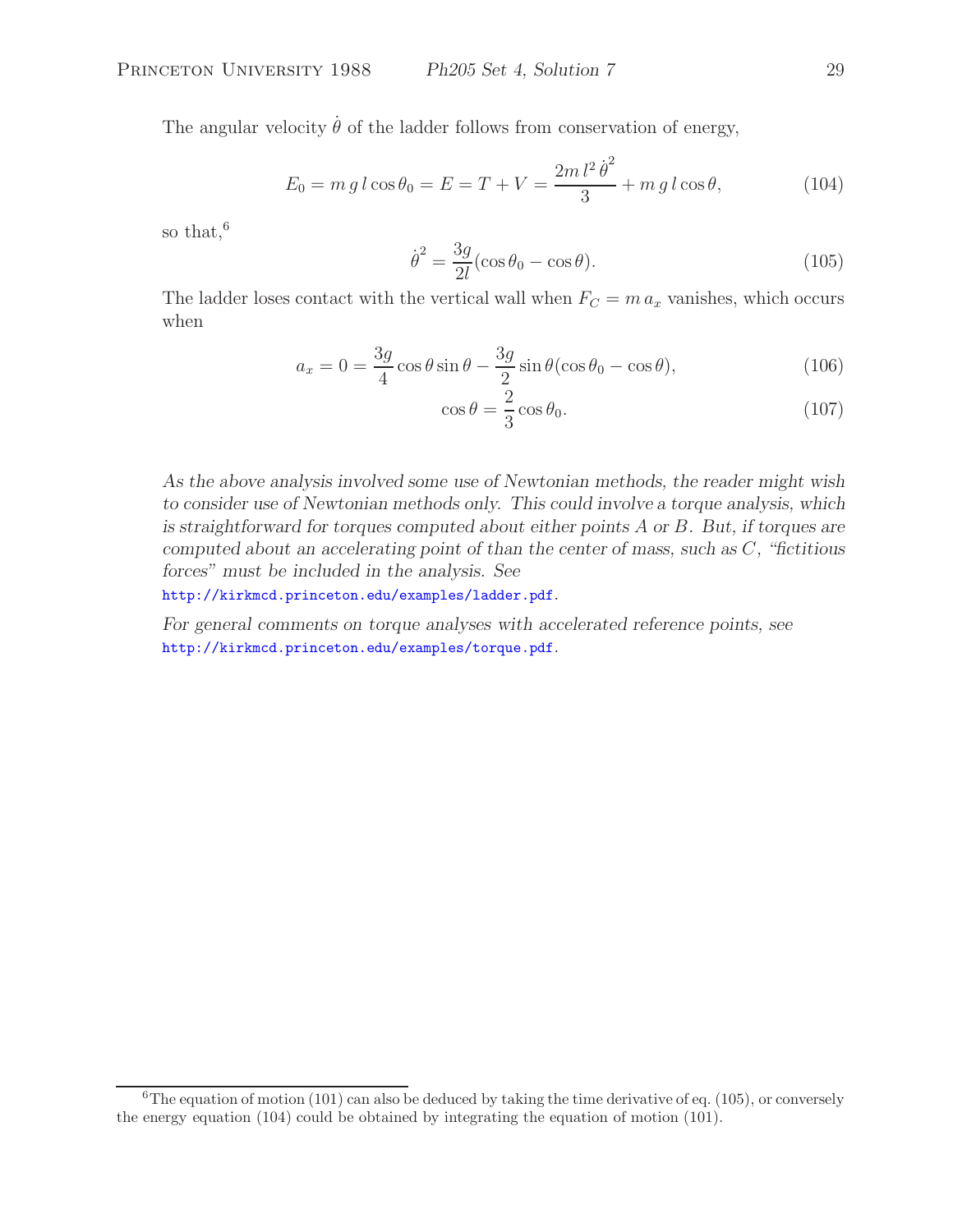The angular velocity $\dot{\theta}$ of the ladder follows from conservation of energy,

$$E_0 = m\,g\,l\cos\theta_0 = E = T + V = \frac{2m\,l^2\,\dot{\theta}^2}{3} + m\,g\,l\cos\theta, \tag{104}$$

so that,[6]

$$\dot{\theta}^2 = \frac{3g}{2l}(\cos\theta_0 - \cos\theta). \tag{105}$$

The ladder loses contact with the vertical wall when $F_C = m\,a_x$ vanishes, which occurs when

$$a_x = 0 = \frac{3g}{4}\cos\theta\sin\theta - \frac{3g}{2}\sin\theta(\cos\theta_0 - \cos\theta), \tag{106}$$

$$\cos\theta = \frac{2}{3}\cos\theta_0. \tag{107}$$

*As the above analysis involved some use of Newtonian methods, the reader might wish to consider use of Newtonian methods only. This could involve a torque analysis, which is straightforward for torques computed about either points $A$ or $B$. But, if torques are computed about an accelerating point of than the center of mass, such as $C$, "fictitious forces" must be included in the analysis. See* http://kirkmcd.princeton.edu/examples/ladder.pdf.

*For general comments on torque analyses with accelerated reference points, see* http://kirkmcd.princeton.edu/examples/torque.pdf.

---

[6] The equation of motion (101) can also be deduced by taking the time derivative of eq. (105), or conversely the energy equation (104) could be obtained by integrating the equation of motion (101).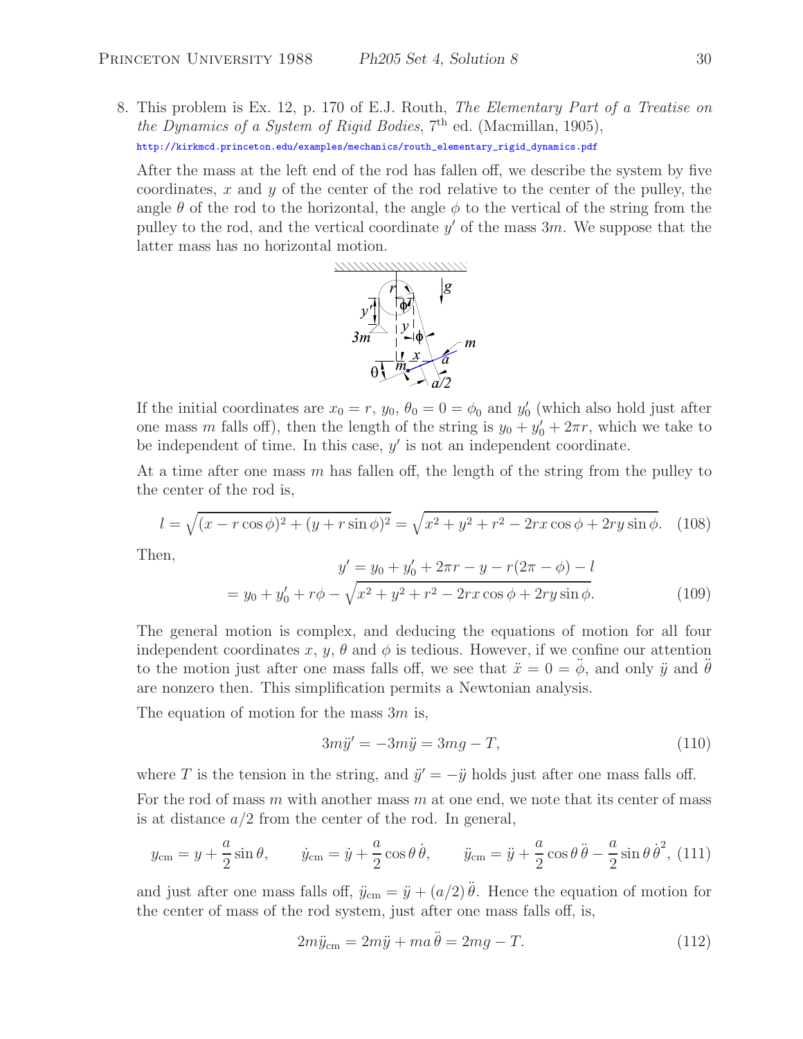8. This problem is Ex. 12, p. 170 of E.J. Routh, *The Elementary Part of a Treatise on the Dynamics of a System of Rigid Bodies*, 7th ed. (Macmillan, 1905),
http://kirkmcd.princeton.edu/examples/mechanics/routh_elementary_rigid_dynamics.pdf

After the mass at the left end of the rod has fallen off, we describe the system by five coordinates, $x$ and $y$ of the center of the rod relative to the center of the pulley, the angle $\theta$ of the rod to the horizontal, the angle $\phi$ to the vertical of the string from the pulley to the rod, and the vertical coordinate $y'$ of the mass $3m$. We suppose that the latter mass has no horizontal motion.

r
y'
3m
y
ϕ
ϕ
g
m
x
a
θ
m
a/2

If the initial coordinates are $x_0 = r$, $y_0$, $\theta_0 = 0 = \phi_0$ and $y'_0$ (which also hold just after one mass $m$ falls off), then the length of the string is $y_0 + y'_0 + 2\pi r$, which we take to be independent of time. In this case, $y'$ is not an independent coordinate.

At a time after one mass $m$ has fallen off, the length of the string from the pulley to the center of the rod is,

$$l = \sqrt{(x - r\cos\phi)^2 + (y + r\sin\phi)^2} = \sqrt{x^2 + y^2 + r^2 - 2rx\cos\phi + 2ry\sin\phi}. \quad (108)$$

Then,

$$y' = y_0 + y'_0 + 2\pi r - y - r(2\pi - \phi) - l$$
$$= y_0 + y'_0 + r\phi - \sqrt{x^2 + y^2 + r^2 - 2rx\cos\phi + 2ry\sin\phi}. \quad (109)$$

The general motion is complex, and deducing the equations of motion for all four independent coordinates $x$, $y$, $\theta$ and $\phi$ is tedious. However, if we confine our attention to the motion just after one mass falls off, we see that $\ddot{x} = 0 = \ddot{\phi}$, and only $\ddot{y}$ and $\ddot{\theta}$ are nonzero then. This simplification permits a Newtonian analysis.

The equation of motion for the mass $3m$ is,

$$3m\ddot{y}' = -3m\ddot{y} = 3mg - T, \quad (110)$$

where $T$ is the tension in the string, and $\ddot{y}' = -\ddot{y}$ holds just after one mass falls off.

For the rod of mass $m$ with another mass $m$ at one end, we note that its center of mass is at distance $a/2$ from the center of the rod. In general,

$$y_{\rm cm} = y + \frac{a}{2}\sin\theta, \qquad \dot{y}_{\rm cm} = \dot{y} + \frac{a}{2}\cos\theta\,\dot{\theta}, \qquad \ddot{y}_{\rm cm} = \ddot{y} + \frac{a}{2}\cos\theta\,\ddot{\theta} - \frac{a}{2}\sin\theta\,\dot{\theta}^2, \quad (111)$$

and just after one mass falls off, $\ddot{y}_{\rm cm} = \ddot{y} + (a/2)\,\ddot{\theta}$. Hence the equation of motion for the center of mass of the rod system, just after one mass falls off, is,

$$2m\ddot{y}_{\rm cm} = 2m\ddot{y} + ma\,\ddot{\theta} = 2mg - T. \quad (112)$$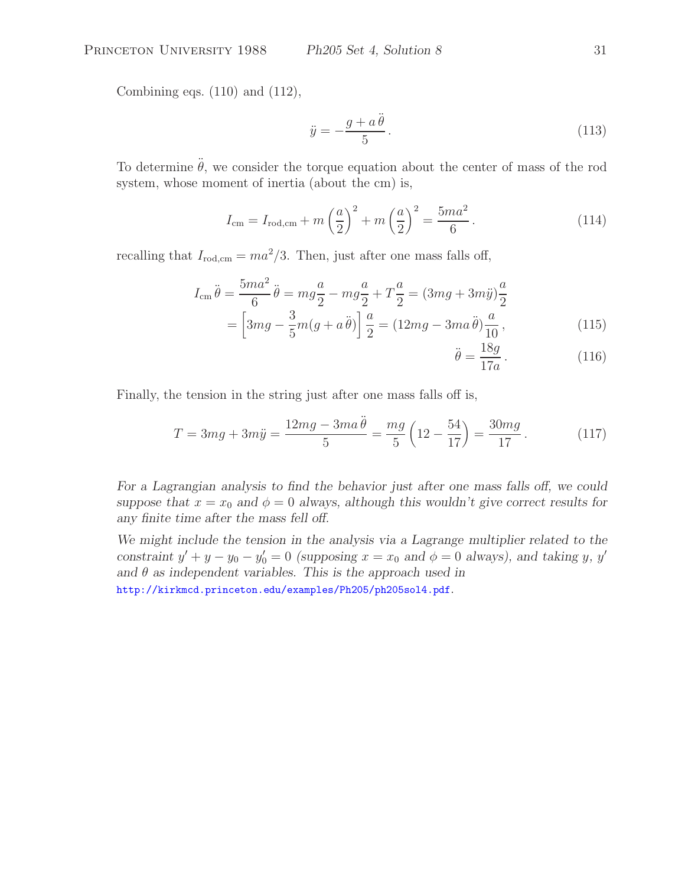Combining eqs. (110) and (112),

$$\ddot{y} = -\frac{g + a\,\ddot{\theta}}{5}. \tag{113}$$

To determine $\ddot{\theta}$, we consider the torque equation about the center of mass of the rod system, whose moment of inertia (about the cm) is,

$$I_{\rm cm} = I_{\rm rod,cm} + m\left(\frac{a}{2}\right)^2 + m\left(\frac{a}{2}\right)^2 = \frac{5ma^2}{6}. \tag{114}$$

recalling that $I_{\rm rod,cm} = ma^2/3$. Then, just after one mass falls off,

$$\begin{aligned} I_{\rm cm}\,\ddot{\theta} = \frac{5ma^2}{6}\,\ddot{\theta} &= mg\frac{a}{2} - mg\frac{a}{2} + T\frac{a}{2} = (3mg + 3m\ddot{y})\frac{a}{2} \\ &= \left[3mg - \frac{3}{5}m(g + a\,\ddot{\theta})\right]\frac{a}{2} = (12mg - 3ma\,\ddot{\theta})\frac{a}{10}, \qquad (115) \\ \ddot{\theta} &= \frac{18g}{17a}. \qquad (116) \end{aligned}$$

Finally, the tension in the string just after one mass falls off is,

$$T = 3mg + 3m\ddot{y} = \frac{12mg - 3ma\,\ddot{\theta}}{5} = \frac{mg}{5}\left(12 - \frac{54}{17}\right) = \frac{30mg}{17}. \tag{117}$$

*For a Lagrangian analysis to find the behavior just after one mass falls off, we could suppose that $x = x_0$ and $\phi = 0$ always, although this wouldn't give correct results for any finite time after the mass fell off.*

*We might include the tension in the analysis via a Lagrange multiplier related to the constraint $y' + y - y_0 - y_0' = 0$ (supposing $x = x_0$ and $\phi = 0$ always), and taking $y$, $y'$ and $\theta$ as independent variables. This is the approach used in*
http://kirkmcd.princeton.edu/examples/Ph205/ph205sol4.pdf.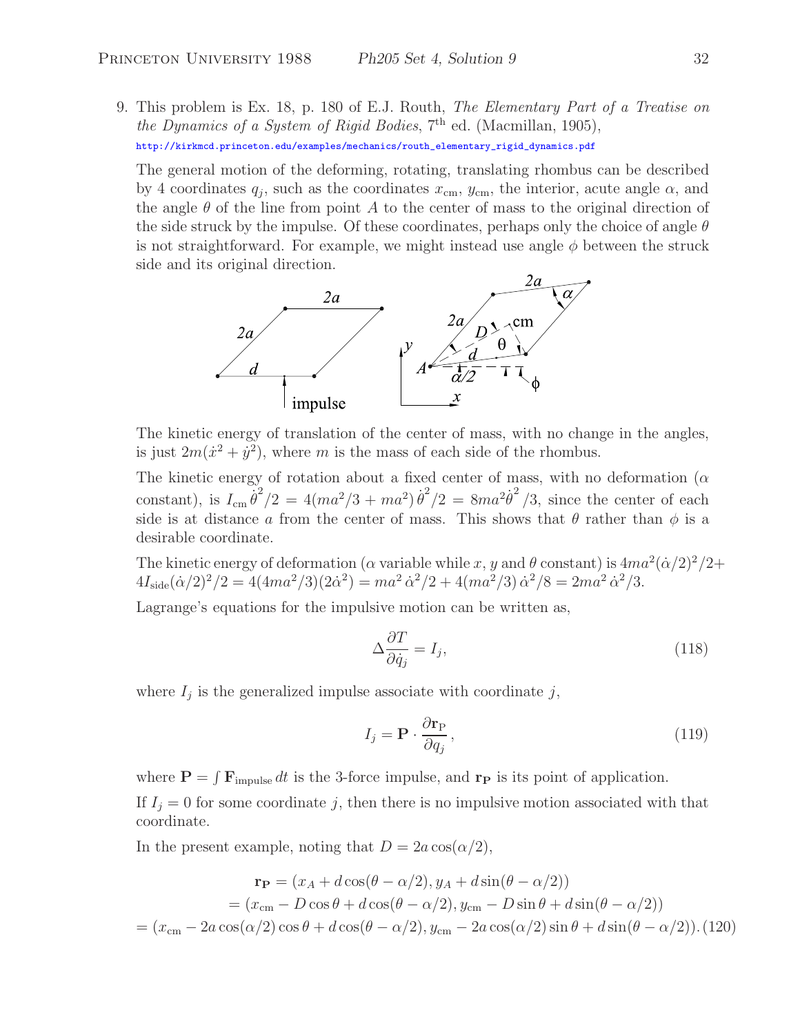9. This problem is Ex. 18, p. 180 of E.J. Routh, *The Elementary Part of a Treatise on the Dynamics of a System of Rigid Bodies*, 7th ed. (Macmillan, 1905), http://kirkmcd.princeton.edu/examples/mechanics/routh_elementary_rigid_dynamics.pdf

The general motion of the deforming, rotating, translating rhombus can be described by 4 coordinates $q_j$, such as the coordinates $x_{\rm cm}$, $y_{\rm cm}$, the interior, acute angle $\alpha$, and the angle $\theta$ of the line from point $A$ to the center of mass to the original direction of the side struck by the impulse. Of these coordinates, perhaps only the choice of angle $\theta$ is not straightforward. For example, we might instead use angle $\phi$ between the struck side and its original direction.

The kinetic energy of translation of the center of mass, with no change in the angles, is just $2m(\dot{x}^2 + \dot{y}^2)$, where $m$ is the mass of each side of the rhombus.

The kinetic energy of rotation about a fixed center of mass, with no deformation ($\alpha$ constant), is $I_{\rm cm}\,\dot{\theta}^2/2 = 4(ma^2/3 + ma^2)\,\dot{\theta}^2/2 = 8ma^2\dot{\theta}^2/3$, since the center of each side is at distance $a$ from the center of mass. This shows that $\theta$ rather than $\phi$ is a desirable coordinate.

The kinetic energy of deformation ($\alpha$ variable while $x$, $y$ and $\theta$ constant) is $4ma^2(\dot{\alpha}/2)^2/2 + 4I_{\rm side}(\dot{\alpha}/2)^2/2 = 4(4ma^2/3)(2\dot{\alpha}^2) = ma^2\,\dot{\alpha}^2/2 + 4(ma^2/3)\,\dot{\alpha}^2/8 = 2ma^2\,\dot{\alpha}^2/3$.

Lagrange's equations for the impulsive motion can be written as,

$$\Delta \frac{\partial T}{\partial \dot{q}_j} = I_j, \tag{118}$$

where $I_j$ is the generalized impulse associate with coordinate $j$,

$$I_j = \mathbf{P} \cdot \frac{\partial \mathbf{r}_{\rm P}}{\partial q_j}, \tag{119}$$

where $\mathbf{P} = \int \mathbf{F}_{\rm impulse}\,dt$ is the 3-force impulse, and $\mathbf{r_P}$ is its point of application.

If $I_j = 0$ for some coordinate $j$, then there is no impulsive motion associated with that coordinate.

In the present example, noting that $D = 2a\cos(\alpha/2)$,

$$\begin{aligned}
\mathbf{r_P} &= (x_A + d\cos(\theta - \alpha/2), y_A + d\sin(\theta - \alpha/2)) \\
&= (x_{\rm cm} - D\cos\theta + d\cos(\theta - \alpha/2), y_{\rm cm} - D\sin\theta + d\sin(\theta - \alpha/2)) \\
&= (x_{\rm cm} - 2a\cos(\alpha/2)\cos\theta + d\cos(\theta - \alpha/2), y_{\rm cm} - 2a\cos(\alpha/2)\sin\theta + d\sin(\theta - \alpha/2)).
\end{aligned} \tag{120}$$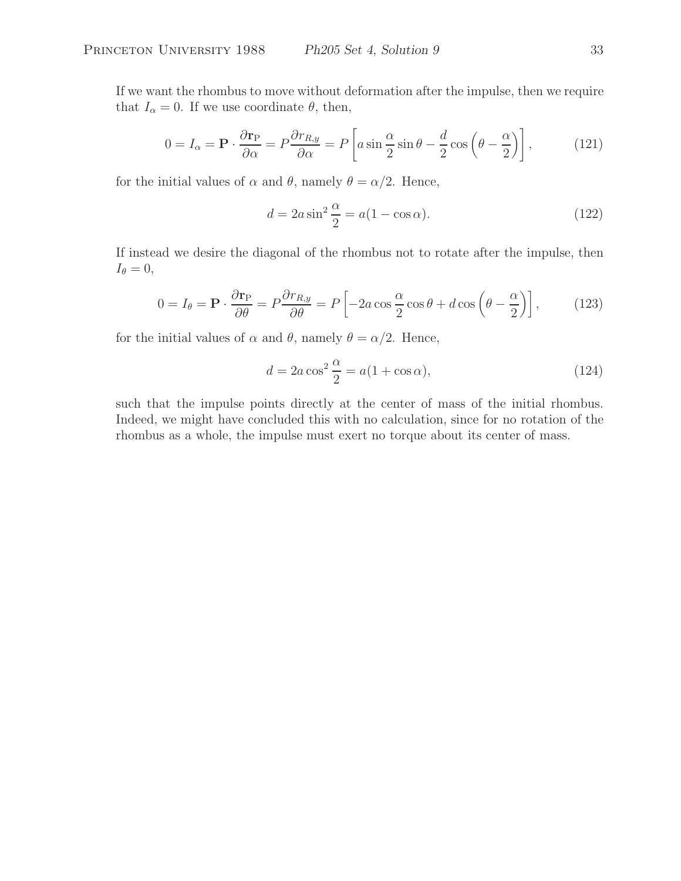If we want the rhombus to move without deformation after the impulse, then we require that $I_\alpha = 0$. If we use coordinate $\theta$, then,

$$0 = I_\alpha = \mathbf{P} \cdot \frac{\partial \mathbf{r}_\mathrm{P}}{\partial \alpha} = P \frac{\partial r_{R,y}}{\partial \alpha} = P\left[a \sin\frac{\alpha}{2} \sin\theta - \frac{d}{2}\cos\left(\theta - \frac{\alpha}{2}\right)\right], \tag{121}$$

for the initial values of $\alpha$ and $\theta$, namely $\theta = \alpha/2$. Hence,

$$d = 2a \sin^2\frac{\alpha}{2} = a(1 - \cos\alpha). \tag{122}$$

If instead we desire the diagonal of the rhombus not to rotate after the impulse, then $I_\theta = 0$,

$$0 = I_\theta = \mathbf{P} \cdot \frac{\partial \mathbf{r}_\mathrm{P}}{\partial \theta} = P \frac{\partial r_{R,y}}{\partial \theta} = P\left[-2a \cos\frac{\alpha}{2} \cos\theta + d \cos\left(\theta - \frac{\alpha}{2}\right)\right], \tag{123}$$

for the initial values of $\alpha$ and $\theta$, namely $\theta = \alpha/2$. Hence,

$$d = 2a \cos^2\frac{\alpha}{2} = a(1 + \cos\alpha), \tag{124}$$

such that the impulse points directly at the center of mass of the initial rhombus. Indeed, we might have concluded this with no calculation, since for no rotation of the rhombus as a whole, the impulse must exert no torque about its center of mass.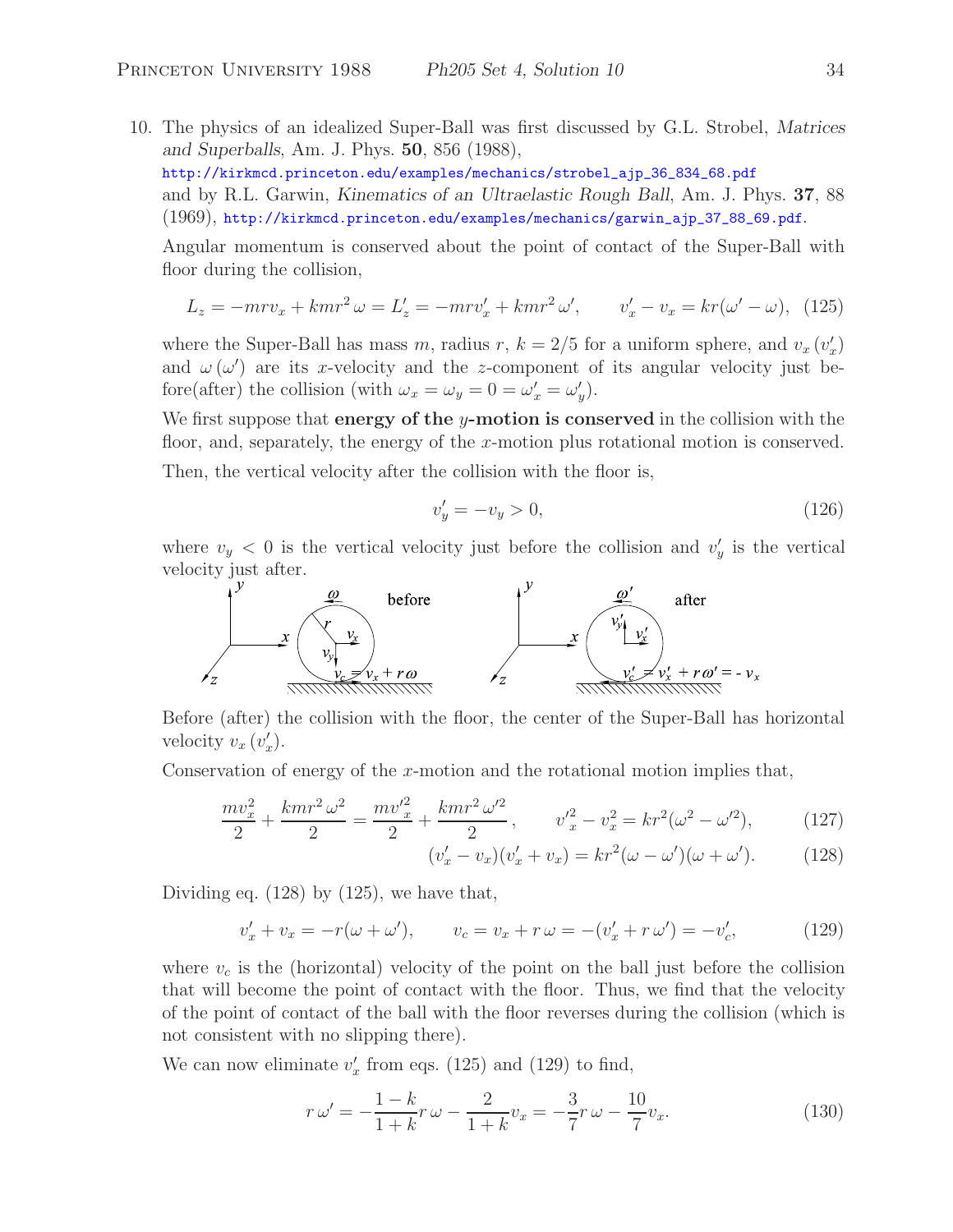10. The physics of an idealized Super-Ball was first discussed by G.L. Strobel, *Matrices and Superballs*, Am. J. Phys. **50**, 856 (1988), http://kirkmcd.princeton.edu/examples/mechanics/strobel_ajp_36_834_68.pdf and by R.L. Garwin, *Kinematics of an Ultraelastic Rough Ball*, Am. J. Phys. **37**, 88 (1969), http://kirkmcd.princeton.edu/examples/mechanics/garwin_ajp_37_88_69.pdf.

Angular momentum is conserved about the point of contact of the Super-Ball with floor during the collision,

$$L_z = -mrv_x + kmr^2\,\omega = L'_z = -mrv'_x + kmr^2\,\omega', \qquad v'_x - v_x = kr(\omega' - \omega), \quad (125)$$

where the Super-Ball has mass $m$, radius $r$, $k = 2/5$ for a uniform sphere, and $v_x\,(v'_x)$ and $\omega\,(\omega')$ are its $x$-velocity and the $z$-component of its angular velocity just before(after) the collision (with $\omega_x = \omega_y = 0 = \omega'_x = \omega'_y$).

We first suppose that **energy of the $y$-motion is conserved** in the collision with the floor, and, separately, the energy of the $x$-motion plus rotational motion is conserved. Then, the vertical velocity after the collision with the floor is,

$$v'_y = -v_y > 0, \quad (126)$$

where $v_y < 0$ is the vertical velocity just before the collision and $v'_y$ is the vertical velocity just after.

y
x
z
$\omega$
before
$r$
$v_x$
$v_y$
$v_c = v_x + r\omega$

y
x
z
$\omega'$
after
$v'_y$
$v'_x$
$v'_c = v'_x + r\omega' = -v_x$

Before (after) the collision with the floor, the center of the Super-Ball has horizontal velocity $v_x\,(v'_x)$.

Conservation of energy of the $x$-motion and the rotational motion implies that,

$$\frac{mv_x^2}{2} + \frac{kmr^2\,\omega^2}{2} = \frac{mv'^2_x}{2} + \frac{kmr^2\,\omega'^2}{2}, \qquad v'^2_x - v_x^2 = kr^2(\omega^2 - \omega'^2), \quad (127)$$

$$(v'_x - v_x)(v'_x + v_x) = kr^2(\omega - \omega')(\omega + \omega'). \quad (128)$$

Dividing eq. (128) by (125), we have that,

$$v'_x + v_x = -r(\omega + \omega'), \qquad v_c = v_x + r\,\omega = -(v'_x + r\,\omega') = -v'_c, \quad (129)$$

where $v_c$ is the (horizontal) velocity of the point on the ball just before the collision that will become the point of contact with the floor. Thus, we find that the velocity of the point of contact of the ball with the floor reverses during the collision (which is not consistent with no slipping there).

We can now eliminate $v'_x$ from eqs. (125) and (129) to find,

$$r\,\omega' = -\frac{1-k}{1+k}r\,\omega - \frac{2}{1+k}v_x = -\frac{3}{7}r\,\omega - \frac{10}{7}v_x. \quad (130)$$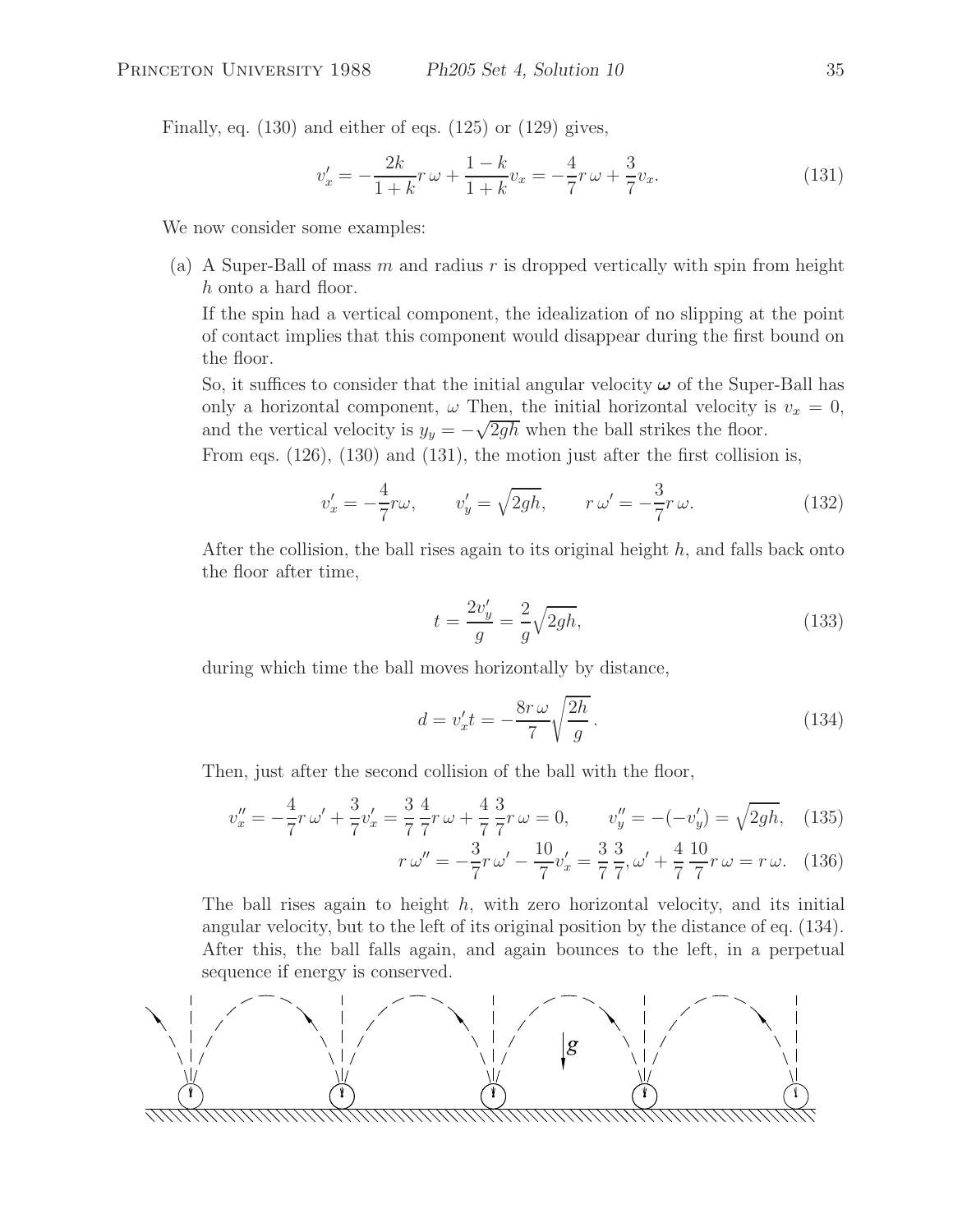Finally, eq. (130) and either of eqs. (125) or (129) gives,

$$v'_x = -\frac{2k}{1+k} r\,\omega + \frac{1-k}{1+k} v_x = -\frac{4}{7} r\,\omega + \frac{3}{7} v_x. \tag{131}$$

We now consider some examples:

(a) A Super-Ball of mass $m$ and radius $r$ is dropped vertically with spin from height $h$ onto a hard floor.

If the spin had a vertical component, the idealization of no slipping at the point of contact implies that this component would disappear during the first bound on the floor.

So, it suffices to consider that the initial angular velocity $\boldsymbol{\omega}$ of the Super-Ball has only a horizontal component, $\omega$ Then, the initial horizontal velocity is $v_x = 0$, and the vertical velocity is $y_y = -\sqrt{2gh}$ when the ball strikes the floor.

From eqs. (126), (130) and (131), the motion just after the first collision is,

$$v'_x = -\frac{4}{7} r\omega, \qquad v'_y = \sqrt{2gh}, \qquad r\,\omega' = -\frac{3}{7} r\,\omega. \tag{132}$$

After the collision, the ball rises again to its original height $h$, and falls back onto the floor after time,

$$t = \frac{2v'_y}{g} = \frac{2}{g}\sqrt{2gh}, \tag{133}$$

during which time the ball moves horizontally by distance,

$$d = v'_x t = -\frac{8r\,\omega}{7}\sqrt{\frac{2h}{g}}\,. \tag{134}$$

Then, just after the second collision of the ball with the floor,

$$v''_x = -\frac{4}{7} r\,\omega' + \frac{3}{7} v'_x = \frac{3}{7}\frac{4}{7} r\,\omega + \frac{4}{7}\frac{3}{7} r\,\omega = 0, \qquad v''_y = -(-v'_y) = \sqrt{2gh}, \tag{135}$$

$$r\,\omega'' = -\frac{3}{7} r\,\omega' - \frac{10}{7} v'_x = \frac{3}{7}\frac{3}{7},\omega' + \frac{4}{7}\frac{10}{7} r\,\omega = r\,\omega. \tag{136}$$

The ball rises again to height $h$, with zero horizontal velocity, and its initial angular velocity, but to the left of its original position by the distance of eq. (134). After this, the ball falls again, and again bounces to the left, in a perpetual sequence if energy is conserved.

$g$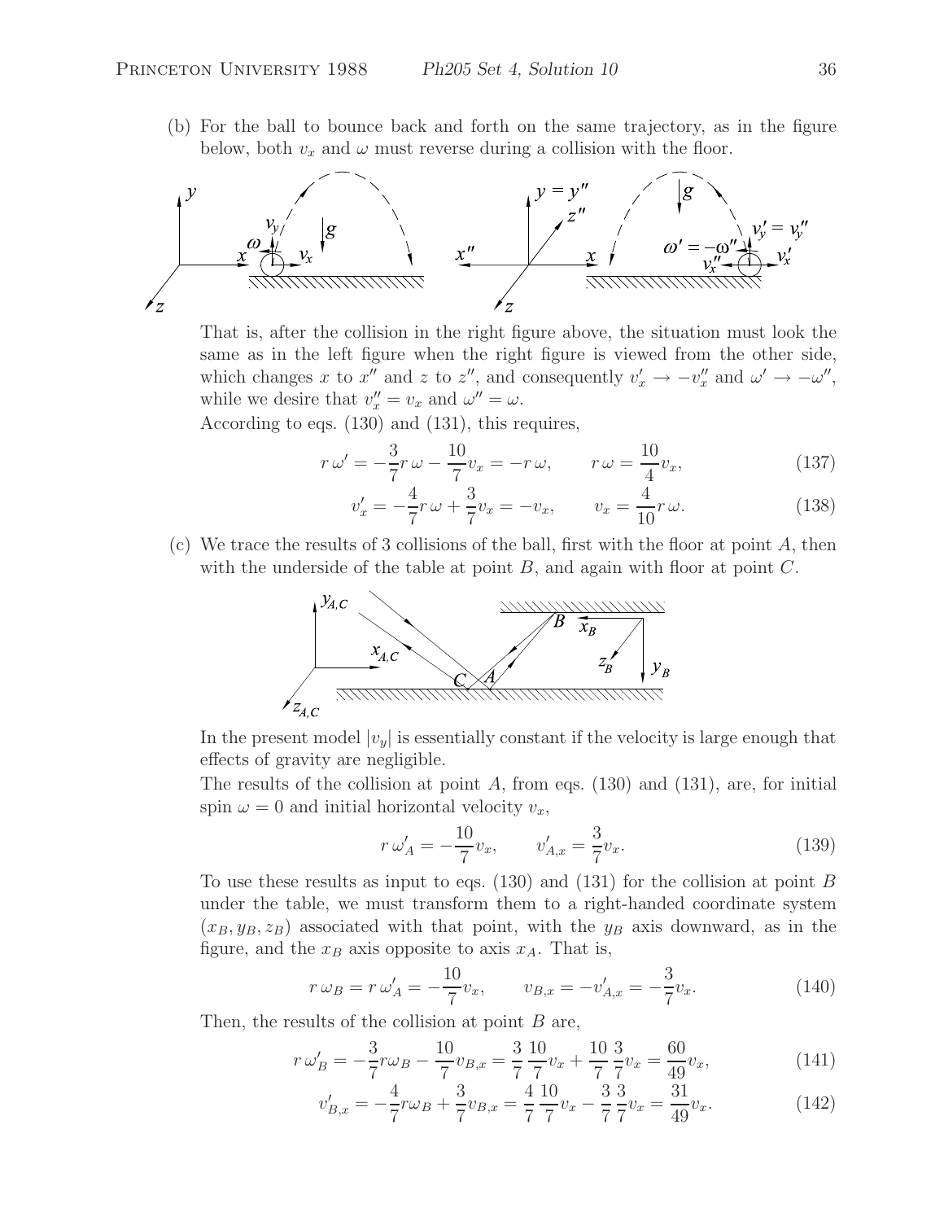(b) For the ball to bounce back and forth on the same trajectory, as in the figure below, both $v_x$ and $\omega$ must reverse during a collision with the floor.

That is, after the collision in the right figure above, the situation must look the same as in the left figure when the right figure is viewed from the other side, which changes $x$ to $x''$ and $z$ to $z''$, and consequently $v'_x \to -v''_x$ and $\omega' \to -\omega''$, while we desire that $v''_x = v_x$ and $\omega'' = \omega$.

According to eqs. (130) and (131), this requires,

$$r\,\omega' = -\frac{3}{7} r\,\omega - \frac{10}{7} v_x = -r\,\omega, \qquad r\,\omega = \frac{10}{4} v_x, \tag{137}$$

$$v'_x = -\frac{4}{7} r\,\omega + \frac{3}{7} v_x = -v_x, \qquad v_x = \frac{4}{10} r\,\omega. \tag{138}$$

(c) We trace the results of 3 collisions of the ball, first with the floor at point $A$, then with the underside of the table at point $B$, and again with floor at point $C$.

In the present model $|v_y|$ is essentially constant if the velocity is large enough that effects of gravity are negligible.

The results of the collision at point $A$, from eqs. (130) and (131), are, for initial spin $\omega = 0$ and initial horizontal velocity $v_x$,

$$r\,\omega'_A = -\frac{10}{7} v_x, \qquad v'_{A,x} = \frac{3}{7} v_x. \tag{139}$$

To use these results as input to eqs. (130) and (131) for the collision at point $B$ under the table, we must transform them to a right-handed coordinate system $(x_B, y_B, z_B)$ associated with that point, with the $y_B$ axis downward, as in the figure, and the $x_B$ axis opposite to axis $x_A$. That is,

$$r\,\omega_B = r\,\omega'_A = -\frac{10}{7} v_x, \qquad v_{B,x} = -v'_{A,x} = -\frac{3}{7} v_x. \tag{140}$$

Then, the results of the collision at point $B$ are,

$$r\,\omega'_B = -\frac{3}{7} r\omega_B - \frac{10}{7} v_{B,x} = \frac{3}{7}\frac{10}{7} v_x + \frac{10}{7}\frac{3}{7} v_x = \frac{60}{49} v_x, \tag{141}$$

$$v'_{B,x} = -\frac{4}{7} r\omega_B + \frac{3}{7} v_{B,x} = \frac{4}{7}\frac{10}{7} v_x - \frac{3}{7}\frac{3}{7} v_x = \frac{31}{49} v_x. \tag{142}$$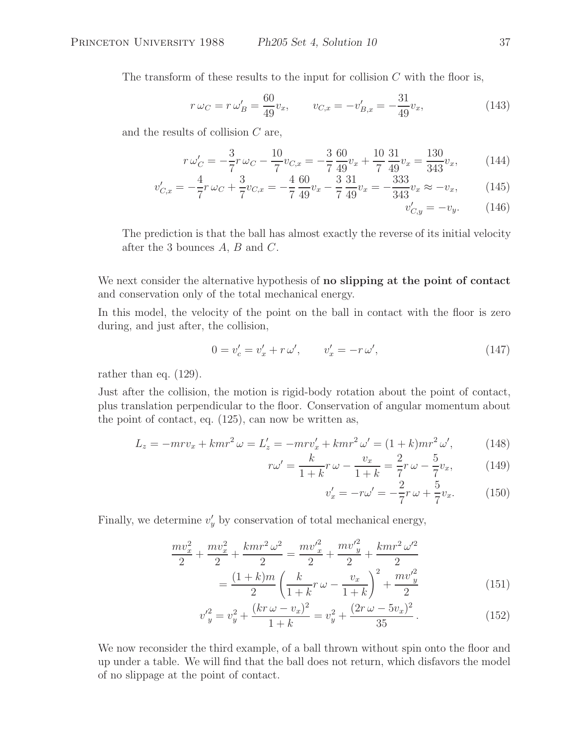The transform of these results to the input for collision $C$ with the floor is,

$$r\,\omega_C = r\,\omega'_B = \frac{60}{49}v_x, \qquad v_{C,x} = -v'_{B,x} = -\frac{31}{49}v_x, \tag{143}$$

and the results of collision $C$ are,

$$r\,\omega'_C = -\frac{3}{7}r\,\omega_C - \frac{10}{7}v_{C,x} = -\frac{3}{7}\frac{60}{49}v_x + \frac{10}{7}\frac{31}{49}v_x = \frac{130}{343}v_x, \tag{144}$$

$$v'_{C,x} = -\frac{4}{7}r\,\omega_C + \frac{3}{7}v_{C,x} = -\frac{4}{7}\frac{60}{49}v_x - \frac{3}{7}\frac{31}{49}v_x = -\frac{333}{343}v_x \approx -v_x, \tag{145}$$

$$v'_{C,y} = -v_y. \tag{146}$$

The prediction is that the ball has almost exactly the reverse of its initial velocity after the 3 bounces $A$, $B$ and $C$.

We next consider the alternative hypothesis of **no slipping at the point of contact** and conservation only of the total mechanical energy.

In this model, the velocity of the point on the ball in contact with the floor is zero during, and just after, the collision,

$$0 = v'_c = v'_x + r\,\omega', \qquad v'_x = -r\,\omega', \tag{147}$$

rather than eq. (129).

Just after the collision, the motion is rigid-body rotation about the point of contact, plus translation perpendicular to the floor. Conservation of angular momentum about the point of contact, eq. (125), can now be written as,

$$L_z = -mrv_x + kmr^2\,\omega = L'_z = -mrv'_x + kmr^2\,\omega' = (1+k)mr^2\,\omega', \tag{148}$$

$$r\omega' = \frac{k}{1+k}r\,\omega - \frac{v_x}{1+k} = \frac{2}{7}r\,\omega - \frac{5}{7}v_x, \tag{149}$$

$$v'_x = -r\omega' = -\frac{2}{7}r\,\omega + \frac{5}{7}v_x. \tag{150}$$

Finally, we determine $v'_y$ by conservation of total mechanical energy,

$$\frac{mv_x^2}{2} + \frac{mv_x^2}{2} + \frac{kmr^2\,\omega^2}{2} = \frac{mv'^2_x}{2} + \frac{mv'^2_y}{2} + \frac{kmr^2\,\omega'^2}{2}$$
$$= \frac{(1+k)m}{2}\left(\frac{k}{1+k}r\,\omega - \frac{v_x}{1+k}\right)^2 + \frac{mv'^2_y}{2} \tag{151}$$

$$v'^2_y = v_y^2 + \frac{(kr\,\omega - v_x)^2}{1+k} = v_y^2 + \frac{(2r\,\omega - 5v_x)^2}{35}\,. \tag{152}$$

We now reconsider the third example, of a ball thrown without spin onto the floor and up under a table. We will find that the ball does not return, which disfavors the model of no slippage at the point of contact.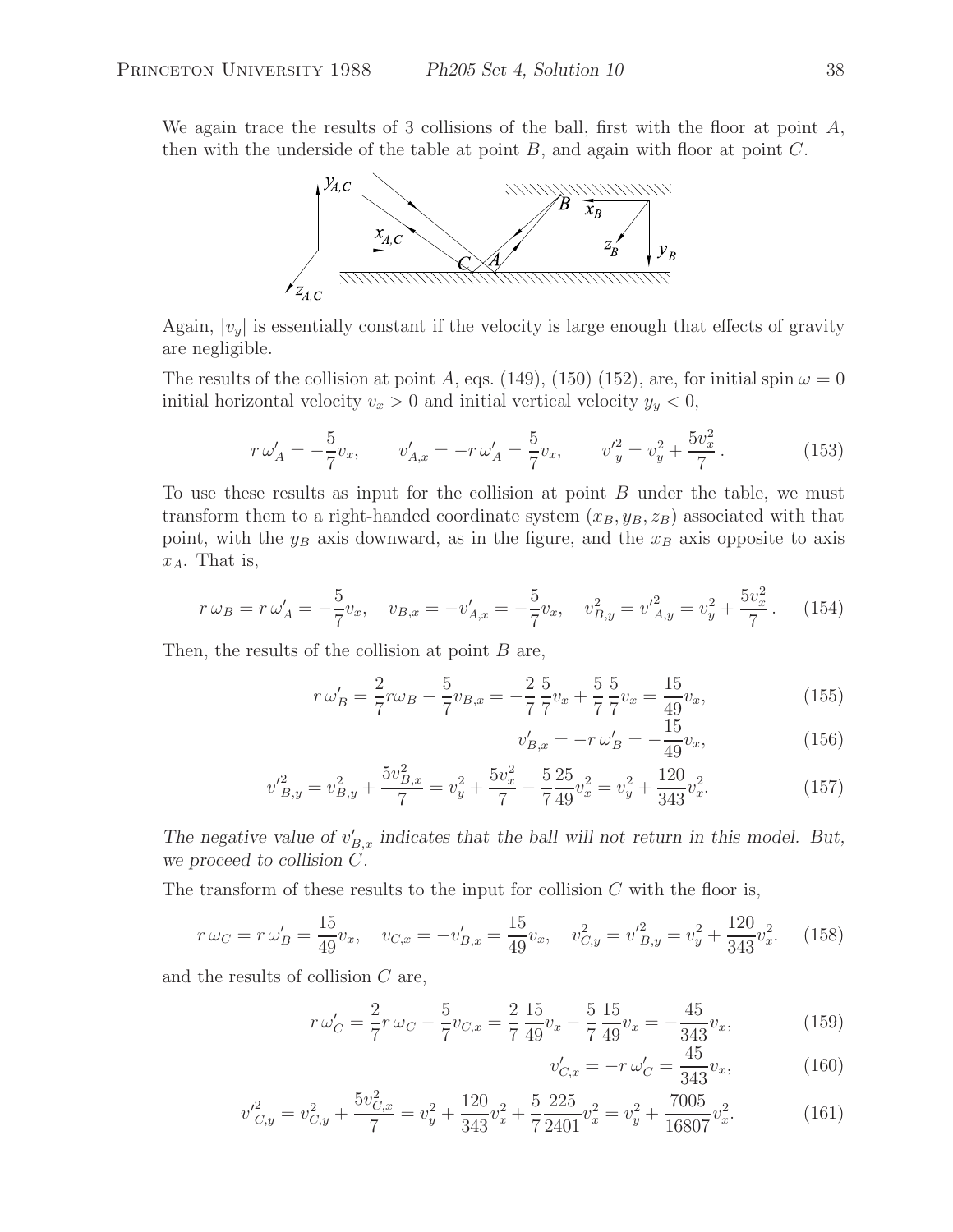We again trace the results of 3 collisions of the ball, first with the floor at point $A$, then with the underside of the table at point $B$, and again with floor at point $C$.

$y_{A,C}$

$x_{A,C}$

$z_{A,C}$

$C$ $A$ $B$ $x_B$ $z_B$ $y_B$

Again, $|v_y|$ is essentially constant if the velocity is large enough that effects of gravity are negligible.

The results of the collision at point $A$, eqs. (149), (150) (152), are, for initial spin $\omega = 0$ initial horizontal velocity $v_x > 0$ and initial vertical velocity $y_y < 0$,

$$r\,\omega'_A = -\frac{5}{7}v_x, \qquad v'_{A,x} = -r\,\omega'_A = \frac{5}{7}v_x, \qquad v'^2_y = v^2_y + \frac{5v^2_x}{7}. \tag{153}$$

To use these results as input for the collision at point $B$ under the table, we must transform them to a right-handed coordinate system $(x_B, y_B, z_B)$ associated with that point, with the $y_B$ axis downward, as in the figure, and the $x_B$ axis opposite to axis $x_A$. That is,

$$r\,\omega_B = r\,\omega'_A = -\frac{5}{7}v_x, \quad v_{B,x} = -v'_{A,x} = -\frac{5}{7}v_x, \quad v^2_{B,y} = v'^2_{A,y} = v^2_y + \frac{5v^2_x}{7}. \tag{154}$$

Then, the results of the collision at point $B$ are,

$$r\,\omega'_B = \frac{2}{7}r\omega_B - \frac{5}{7}v_{B,x} = -\frac{2}{7}\frac{5}{7}v_x + \frac{5}{7}\frac{5}{7}v_x = \frac{15}{49}v_x, \tag{155}$$

$$v'_{B,x} = -r\,\omega'_B = -\frac{15}{49}v_x, \tag{156}$$

$$v'^2_{B,y} = v^2_{B,y} + \frac{5v^2_{B,x}}{7} = v^2_y + \frac{5v^2_x}{7} - \frac{5}{7}\frac{25}{49}v^2_x = v^2_y + \frac{120}{343}v^2_x. \tag{157}$$

*The negative value of $v'_{B,x}$ indicates that the ball will not return in this model. But, we proceed to collision $C$.*

The transform of these results to the input for collision $C$ with the floor is,

$$r\,\omega_C = r\,\omega'_B = \frac{15}{49}v_x, \quad v_{C,x} = -v'_{B,x} = \frac{15}{49}v_x, \quad v^2_{C,y} = v'^2_{B,y} = v^2_y + \frac{120}{343}v^2_x. \tag{158}$$

and the results of collision $C$ are,

$$r\,\omega'_C = \frac{2}{7}r\,\omega_C - \frac{5}{7}v_{C,x} = \frac{2}{7}\frac{15}{49}v_x - \frac{5}{7}\frac{15}{49}v_x = -\frac{45}{343}v_x, \tag{159}$$

$$v'_{C,x} = -r\,\omega'_C = \frac{45}{343}v_x, \tag{160}$$

$$v'^2_{C,y} = v^2_{C,y} + \frac{5v^2_{C,x}}{7} = v^2_y + \frac{120}{343}v^2_x + \frac{5}{7}\frac{225}{2401}v^2_x = v^2_y + \frac{7005}{16807}v^2_x. \tag{161}$$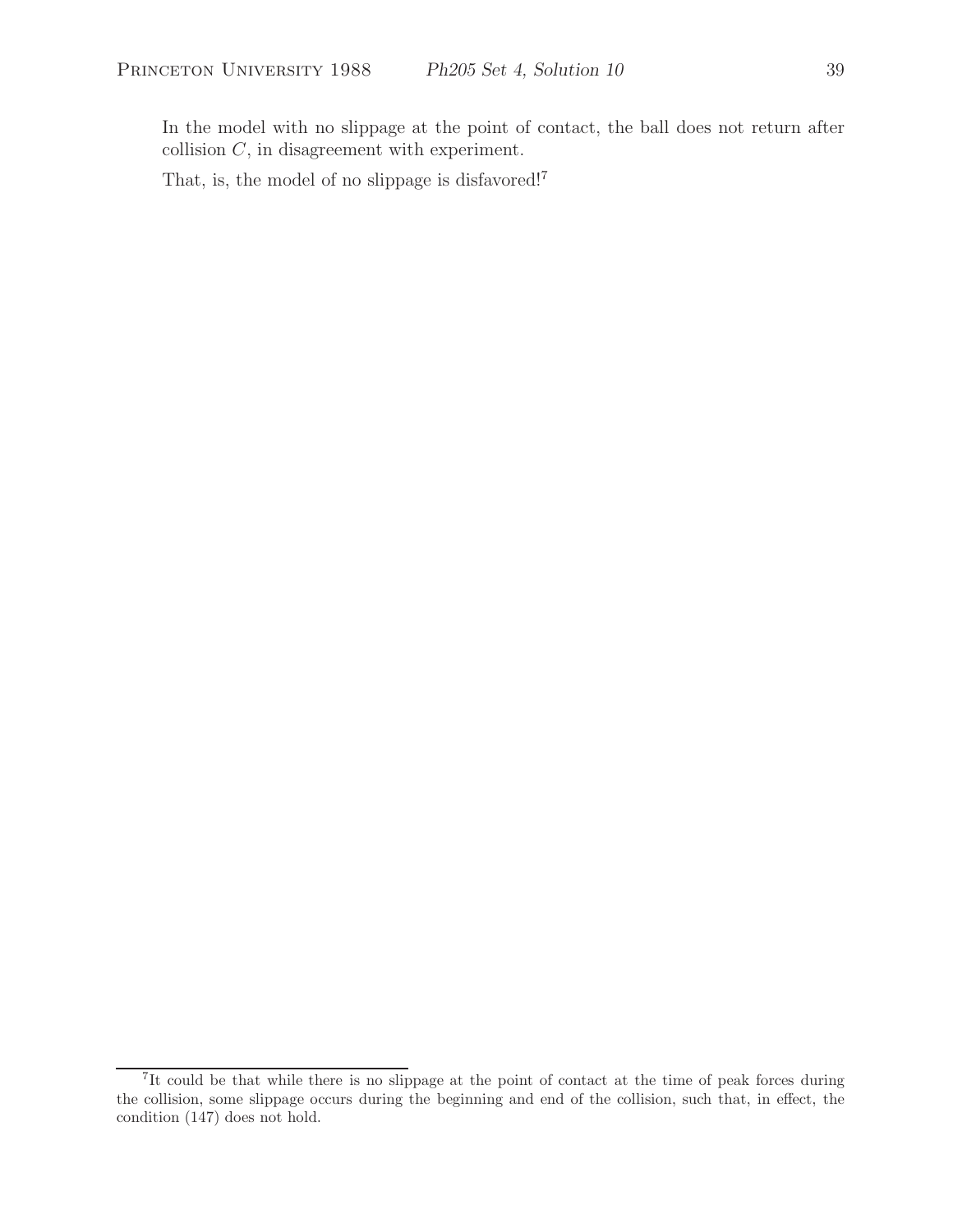In the model with no slippage at the point of contact, the ball does not return after collision $C$, in disagreement with experiment.

That, is, the model of no slippage is disfavored![7]

[7] It could be that while there is no slippage at the point of contact at the time of peak forces during the collision, some slippage occurs during the beginning and end of the collision, such that, in effect, the condition (147) does not hold.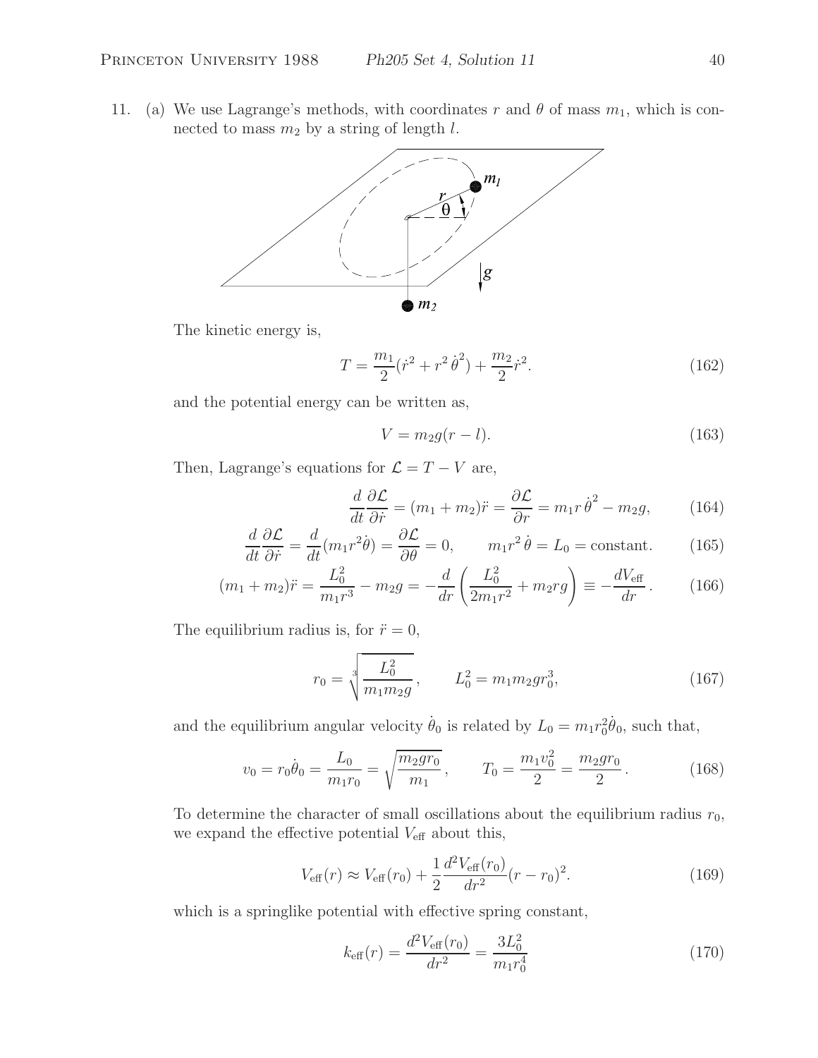11. (a) We use Lagrange's methods, with coordinates $r$ and $\theta$ of mass $m_1$, which is connected to mass $m_2$ by a string of length $l$.

$m_1$

$r$

$\theta$

$g$

$m_2$

The kinetic energy is,

$$T = \frac{m_1}{2}(\dot{r}^2 + r^2\,\dot{\theta}^2) + \frac{m_2}{2}\dot{r}^2. \tag{162}$$

and the potential energy can be written as,

$$V = m_2 g(r - l). \tag{163}$$

Then, Lagrange's equations for $\mathcal{L} = T - V$ are,

$$\frac{d}{dt}\frac{\partial \mathcal{L}}{\partial \dot{r}} = (m_1 + m_2)\ddot{r} = \frac{\partial \mathcal{L}}{\partial r} = m_1 r\,\dot{\theta}^2 - m_2 g, \tag{164}$$

$$\frac{d}{dt}\frac{\partial \mathcal{L}}{\partial \dot{r}} = \frac{d}{dt}(m_1 r^2 \dot{\theta}) = \frac{\partial \mathcal{L}}{\partial \theta} = 0, \qquad m_1 r^2\,\dot{\theta} = L_0 = \text{constant}. \tag{165}$$

$$(m_1 + m_2)\ddot{r} = \frac{L_0^2}{m_1 r^3} - m_2 g = -\frac{d}{dr}\left(\frac{L_0^2}{2m_1 r^2} + m_2 r g\right) \equiv -\frac{dV_{\text{eff}}}{dr}. \tag{166}$$

The equilibrium radius is, for $\ddot{r} = 0$,

$$r_0 = \sqrt[3]{\frac{L_0^2}{m_1 m_2 g}}, \qquad L_0^2 = m_1 m_2 g r_0^3, \tag{167}$$

and the equilibrium angular velocity $\dot{\theta}_0$ is related by $L_0 = m_1 r_0^2 \dot{\theta}_0$, such that,

$$v_0 = r_0\dot{\theta}_0 = \frac{L_0}{m_1 r_0} = \sqrt{\frac{m_2 g r_0}{m_1}}, \qquad T_0 = \frac{m_1 v_0^2}{2} = \frac{m_2 g r_0}{2}. \tag{168}$$

To determine the character of small oscillations about the equilibrium radius $r_0$, we expand the effective potential $V_{\text{eff}}$ about this,

$$V_{\text{eff}}(r) \approx V_{\text{eff}}(r_0) + \frac{1}{2}\frac{d^2 V_{\text{eff}}(r_0)}{dr^2}(r - r_0)^2. \tag{169}$$

which is a springlike potential with effective spring constant,

$$k_{\text{eff}}(r) = \frac{d^2 V_{\text{eff}}(r_0)}{dr^2} = \frac{3L_0^2}{m_1 r_0^4} \tag{170}$$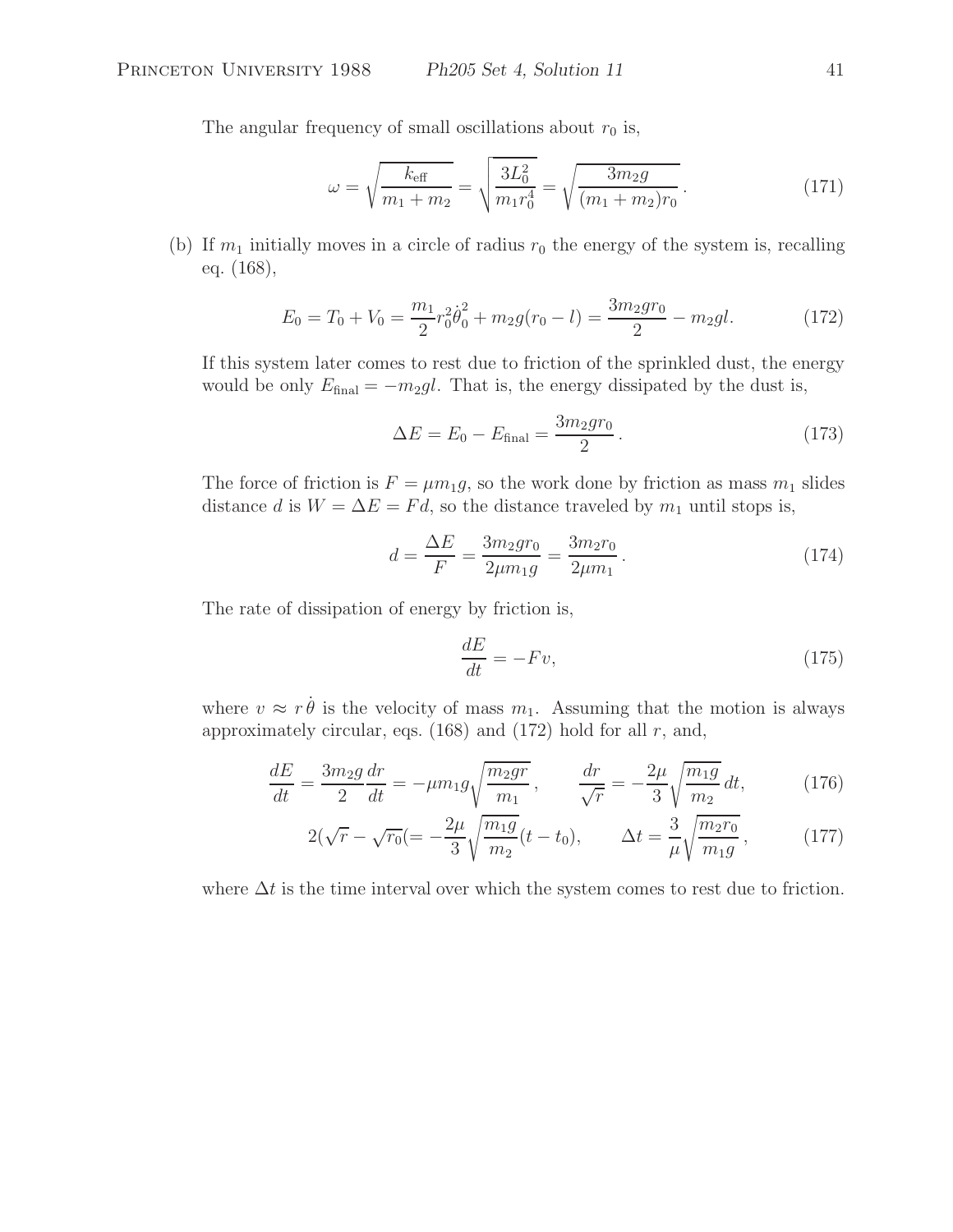The angular frequency of small oscillations about $r_0$ is,

$$\omega = \sqrt{\frac{k_{\rm eff}}{m_1 + m_2}} = \sqrt{\frac{3L_0^2}{m_1 r_0^4}} = \sqrt{\frac{3m_2 g}{(m_1+m_2)r_0}}\,. \tag{171}$$

(b) If $m_1$ initially moves in a circle of radius $r_0$ the energy of the system is, recalling eq. (168),

$$E_0 = T_0 + V_0 = \frac{m_1}{2} r_0^2 \dot{\theta}_0^2 + m_2 g(r_0 - l) = \frac{3m_2 g r_0}{2} - m_2 g l. \tag{172}$$

If this system later comes to rest due to friction of the sprinkled dust, the energy would be only $E_{\rm final} = -m_2 g l$. That is, the energy dissipated by the dust is,

$$\Delta E = E_0 - E_{\rm final} = \frac{3m_2 g r_0}{2}\,. \tag{173}$$

The force of friction is $F = \mu m_1 g$, so the work done by friction as mass $m_1$ slides distance $d$ is $W = \Delta E = Fd$, so the distance traveled by $m_1$ until stops is,

$$d = \frac{\Delta E}{F} = \frac{3m_2 g r_0}{2\mu m_1 g} = \frac{3m_2 r_0}{2\mu m_1}\,. \tag{174}$$

The rate of dissipation of energy by friction is,

$$\frac{dE}{dt} = -Fv, \tag{175}$$

where $v \approx r\,\dot{\theta}$ is the velocity of mass $m_1$. Assuming that the motion is always approximately circular, eqs. (168) and (172) hold for all $r$, and,

$$\frac{dE}{dt} = \frac{3m_2 g}{2}\frac{dr}{dt} = -\mu m_1 g \sqrt{\frac{m_2 g r}{m_1}}\,, \qquad \frac{dr}{\sqrt{r}} = -\frac{2\mu}{3}\sqrt{\frac{m_1 g}{m_2}}\,dt, \tag{176}$$

$$2(\sqrt{r} - \sqrt{r_0}( = -\frac{2\mu}{3}\sqrt{\frac{m_1 g}{m_2}}(t - t_0), \qquad \Delta t = \frac{3}{\mu}\sqrt{\frac{m_2 r_0}{m_1 g}}\,, \tag{177}$$

where $\Delta t$ is the time interval over which the system comes to rest due to friction.